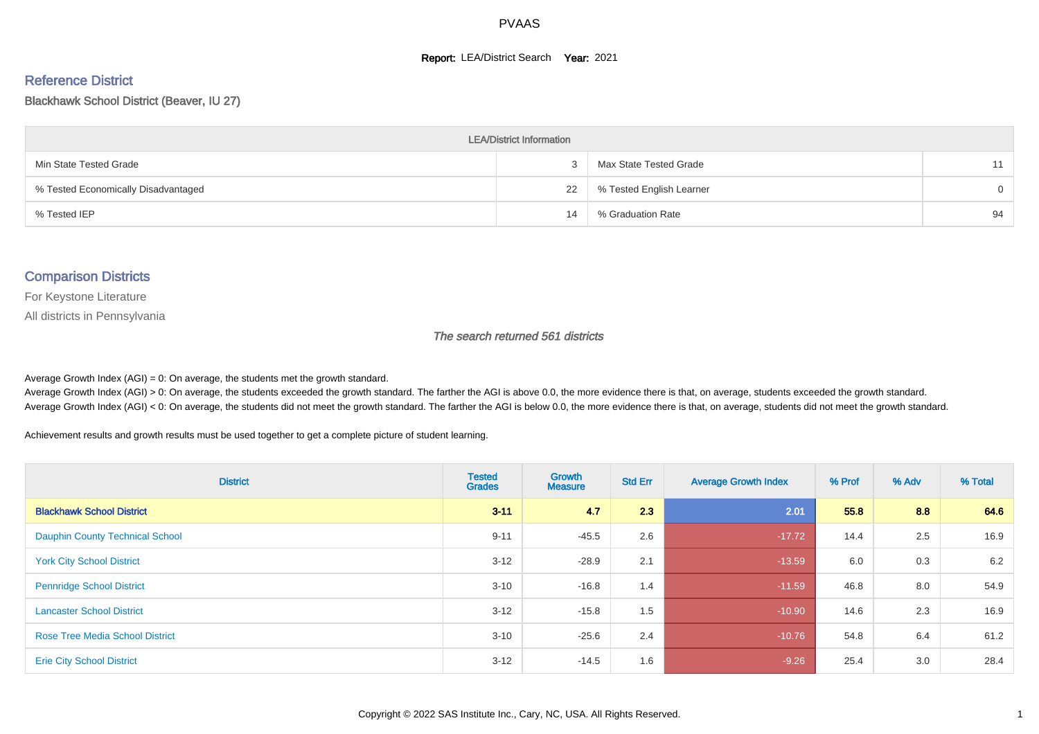PVAAS

**Report:** LEA/District Search **Year:** 2021

## Reference District

### Blackhawk School District (Beaver, IU 27)

| LEA/District Information | | | |
| --- | --- | --- | --- |
| Min State Tested Grade | 3 | Max State Tested Grade | 11 |
| % Tested Economically Disadvantaged | 22 | % Tested English Learner | 0 |
| % Tested IEP | 14 | % Graduation Rate | 94 |

## Comparison Districts

For Keystone Literature

All districts in Pennsylvania

*The search returned 561 districts*

Average Growth Index (AGI) = 0: On average, the students met the growth standard.

Average Growth Index (AGI) > 0: On average, the students exceeded the growth standard. The farther the AGI is above 0.0, the more evidence there is that, on average, students exceeded the growth standard.

Average Growth Index (AGI) < 0: On average, the students did not meet the growth standard. The farther the AGI is below 0.0, the more evidence there is that, on average, students did not meet the growth standard.

Achievement results and growth results must be used together to get a complete picture of student learning.

| District | Tested Grades | Growth Measure | Std Err | Average Growth Index | % Prof | % Adv | % Total |
| --- | --- | --- | --- | --- | --- | --- | --- |
| **Blackhawk School District** | **3-11** | **4.7** | **2.3** | **2.01** | **55.8** | **8.8** | **64.6** |
| Dauphin County Technical School | 9-11 | -45.5 | 2.6 | -17.72 | 14.4 | 2.5 | 16.9 |
| York City School District | 3-12 | -28.9 | 2.1 | -13.59 | 6.0 | 0.3 | 6.2 |
| Pennridge School District | 3-10 | -16.8 | 1.4 | -11.59 | 46.8 | 8.0 | 54.9 |
| Lancaster School District | 3-12 | -15.8 | 1.5 | -10.90 | 14.6 | 2.3 | 16.9 |
| Rose Tree Media School District | 3-10 | -25.6 | 2.4 | -10.76 | 54.8 | 6.4 | 61.2 |
| Erie City School District | 3-12 | -14.5 | 1.6 | -9.26 | 25.4 | 3.0 | 28.4 |

Copyright © 2022 SAS Institute Inc., Cary, NC, USA. All Rights Reserved.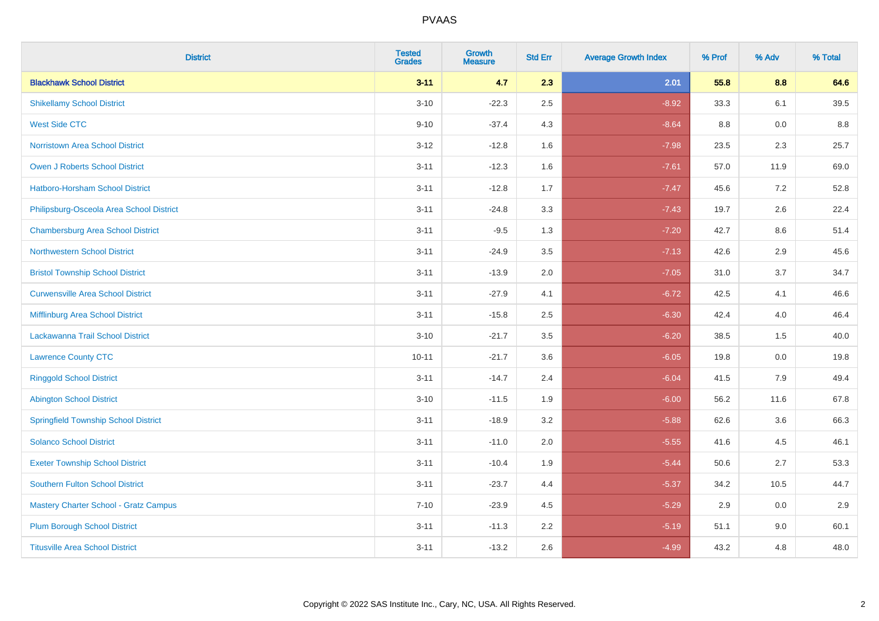# PVAAS

| District | Tested Grades | Growth Measure | Std Err | Average Growth Index | % Prof | % Adv | % Total |
|---|---|---|---|---|---|---|---|
| **Blackhawk School District** | **3-11** | **4.7** | **2.3** | **2.01** | **55.8** | **8.8** | **64.6** |
| Shikellamy School District | 3-10 | -22.3 | 2.5 | -8.92 | 33.3 | 6.1 | 39.5 |
| West Side CTC | 9-10 | -37.4 | 4.3 | -8.64 | 8.8 | 0.0 | 8.8 |
| Norristown Area School District | 3-12 | -12.8 | 1.6 | -7.98 | 23.5 | 2.3 | 25.7 |
| Owen J Roberts School District | 3-11 | -12.3 | 1.6 | -7.61 | 57.0 | 11.9 | 69.0 |
| Hatboro-Horsham School District | 3-11 | -12.8 | 1.7 | -7.47 | 45.6 | 7.2 | 52.8 |
| Philipsburg-Osceola Area School District | 3-11 | -24.8 | 3.3 | -7.43 | 19.7 | 2.6 | 22.4 |
| Chambersburg Area School District | 3-11 | -9.5 | 1.3 | -7.20 | 42.7 | 8.6 | 51.4 |
| Northwestern School District | 3-11 | -24.9 | 3.5 | -7.13 | 42.6 | 2.9 | 45.6 |
| Bristol Township School District | 3-11 | -13.9 | 2.0 | -7.05 | 31.0 | 3.7 | 34.7 |
| Curwensville Area School District | 3-11 | -27.9 | 4.1 | -6.72 | 42.5 | 4.1 | 46.6 |
| Mifflinburg Area School District | 3-11 | -15.8 | 2.5 | -6.30 | 42.4 | 4.0 | 46.4 |
| Lackawanna Trail School District | 3-10 | -21.7 | 3.5 | -6.20 | 38.5 | 1.5 | 40.0 |
| Lawrence County CTC | 10-11 | -21.7 | 3.6 | -6.05 | 19.8 | 0.0 | 19.8 |
| Ringgold School District | 3-11 | -14.7 | 2.4 | -6.04 | 41.5 | 7.9 | 49.4 |
| Abington School District | 3-10 | -11.5 | 1.9 | -6.00 | 56.2 | 11.6 | 67.8 |
| Springfield Township School District | 3-11 | -18.9 | 3.2 | -5.88 | 62.6 | 3.6 | 66.3 |
| Solanco School District | 3-11 | -11.0 | 2.0 | -5.55 | 41.6 | 4.5 | 46.1 |
| Exeter Township School District | 3-11 | -10.4 | 1.9 | -5.44 | 50.6 | 2.7 | 53.3 |
| Southern Fulton School District | 3-11 | -23.7 | 4.4 | -5.37 | 34.2 | 10.5 | 44.7 |
| Mastery Charter School - Gratz Campus | 7-10 | -23.9 | 4.5 | -5.29 | 2.9 | 0.0 | 2.9 |
| Plum Borough School District | 3-11 | -11.3 | 2.2 | -5.19 | 51.1 | 9.0 | 60.1 |
| Titusville Area School District | 3-11 | -13.2 | 2.6 | -4.99 | 43.2 | 4.8 | 48.0 |

Copyright © 2022 SAS Institute Inc., Cary, NC, USA. All Rights Reserved.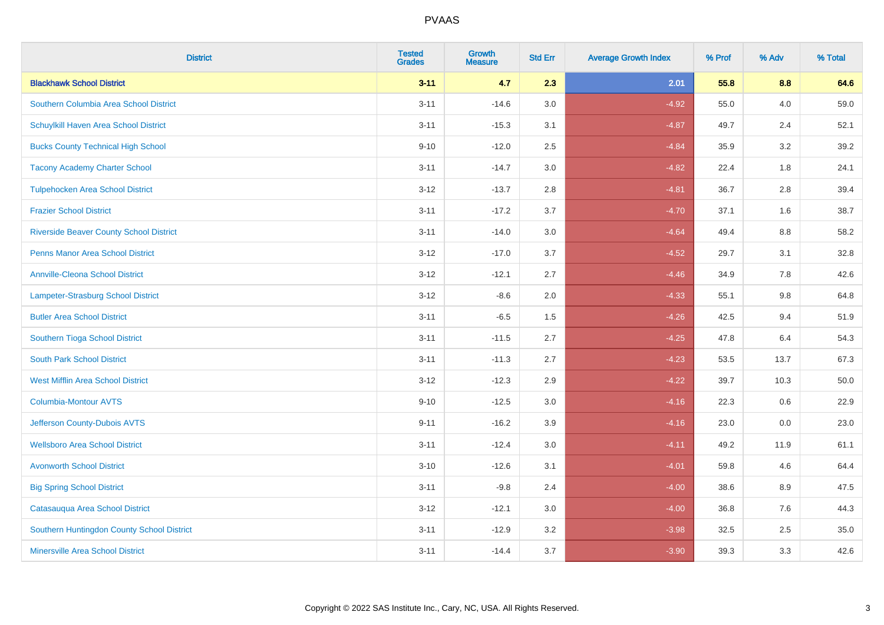PVAAS

| District | Tested Grades | Growth Measure | Std Err | Average Growth Index | % Prof | % Adv | % Total |
|---|---|---|---|---|---|---|---|
| **Blackhawk School District** | **3-11** | **4.7** | **2.3** | **2.01** | **55.8** | **8.8** | **64.6** |
| Southern Columbia Area School District | 3-11 | -14.6 | 3.0 | -4.92 | 55.0 | 4.0 | 59.0 |
| Schuylkill Haven Area School District | 3-11 | -15.3 | 3.1 | -4.87 | 49.7 | 2.4 | 52.1 |
| Bucks County Technical High School | 9-10 | -12.0 | 2.5 | -4.84 | 35.9 | 3.2 | 39.2 |
| Tacony Academy Charter School | 3-11 | -14.7 | 3.0 | -4.82 | 22.4 | 1.8 | 24.1 |
| Tulpehocken Area School District | 3-12 | -13.7 | 2.8 | -4.81 | 36.7 | 2.8 | 39.4 |
| Frazier School District | 3-11 | -17.2 | 3.7 | -4.70 | 37.1 | 1.6 | 38.7 |
| Riverside Beaver County School District | 3-11 | -14.0 | 3.0 | -4.64 | 49.4 | 8.8 | 58.2 |
| Penns Manor Area School District | 3-12 | -17.0 | 3.7 | -4.52 | 29.7 | 3.1 | 32.8 |
| Annville-Cleona School District | 3-12 | -12.1 | 2.7 | -4.46 | 34.9 | 7.8 | 42.6 |
| Lampeter-Strasburg School District | 3-12 | -8.6 | 2.0 | -4.33 | 55.1 | 9.8 | 64.8 |
| Butler Area School District | 3-11 | -6.5 | 1.5 | -4.26 | 42.5 | 9.4 | 51.9 |
| Southern Tioga School District | 3-11 | -11.5 | 2.7 | -4.25 | 47.8 | 6.4 | 54.3 |
| South Park School District | 3-11 | -11.3 | 2.7 | -4.23 | 53.5 | 13.7 | 67.3 |
| West Mifflin Area School District | 3-12 | -12.3 | 2.9 | -4.22 | 39.7 | 10.3 | 50.0 |
| Columbia-Montour AVTS | 9-10 | -12.5 | 3.0 | -4.16 | 22.3 | 0.6 | 22.9 |
| Jefferson County-Dubois AVTS | 9-11 | -16.2 | 3.9 | -4.16 | 23.0 | 0.0 | 23.0 |
| Wellsboro Area School District | 3-11 | -12.4 | 3.0 | -4.11 | 49.2 | 11.9 | 61.1 |
| Avonworth School District | 3-10 | -12.6 | 3.1 | -4.01 | 59.8 | 4.6 | 64.4 |
| Big Spring School District | 3-11 | -9.8 | 2.4 | -4.00 | 38.6 | 8.9 | 47.5 |
| Catasauqua Area School District | 3-12 | -12.1 | 3.0 | -4.00 | 36.8 | 7.6 | 44.3 |
| Southern Huntingdon County School District | 3-11 | -12.9 | 3.2 | -3.98 | 32.5 | 2.5 | 35.0 |
| Minersville Area School District | 3-11 | -14.4 | 3.7 | -3.90 | 39.3 | 3.3 | 42.6 |

Copyright © 2022 SAS Institute Inc., Cary, NC, USA. All Rights Reserved.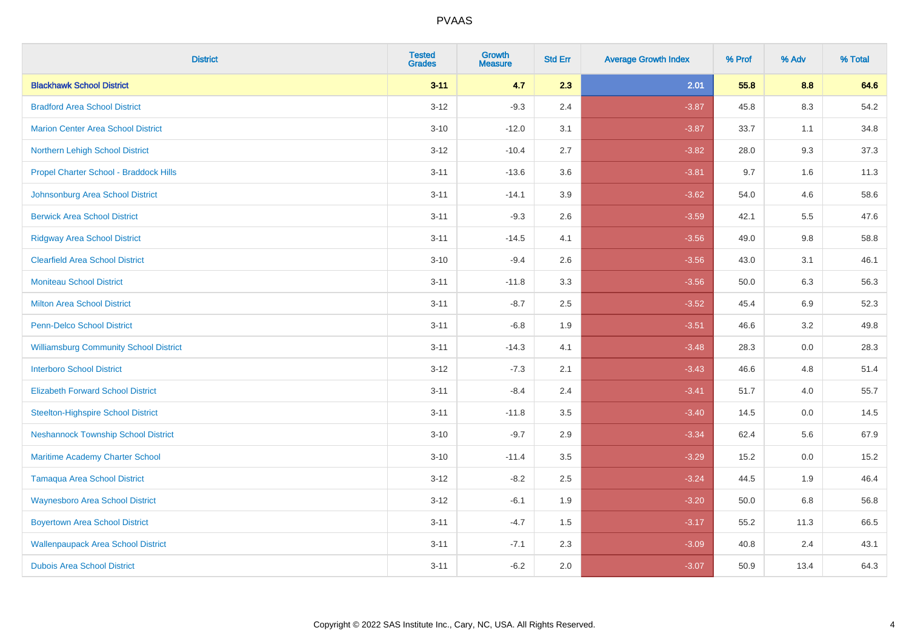# PVAAS

| District | Tested Grades | Growth Measure | Std Err | Average Growth Index | % Prof | % Adv | % Total |
|---|---|---|---|---|---|---|---|
| **Blackhawk School District** | **3-11** | **4.7** | **2.3** | **2.01** | **55.8** | **8.8** | **64.6** |
| Bradford Area School District | 3-12 | -9.3 | 2.4 | -3.87 | 45.8 | 8.3 | 54.2 |
| Marion Center Area School District | 3-10 | -12.0 | 3.1 | -3.87 | 33.7 | 1.1 | 34.8 |
| Northern Lehigh School District | 3-12 | -10.4 | 2.7 | -3.82 | 28.0 | 9.3 | 37.3 |
| Propel Charter School - Braddock Hills | 3-11 | -13.6 | 3.6 | -3.81 | 9.7 | 1.6 | 11.3 |
| Johnsonburg Area School District | 3-11 | -14.1 | 3.9 | -3.62 | 54.0 | 4.6 | 58.6 |
| Berwick Area School District | 3-11 | -9.3 | 2.6 | -3.59 | 42.1 | 5.5 | 47.6 |
| Ridgway Area School District | 3-11 | -14.5 | 4.1 | -3.56 | 49.0 | 9.8 | 58.8 |
| Clearfield Area School District | 3-10 | -9.4 | 2.6 | -3.56 | 43.0 | 3.1 | 46.1 |
| Moniteau School District | 3-11 | -11.8 | 3.3 | -3.56 | 50.0 | 6.3 | 56.3 |
| Milton Area School District | 3-11 | -8.7 | 2.5 | -3.52 | 45.4 | 6.9 | 52.3 |
| Penn-Delco School District | 3-11 | -6.8 | 1.9 | -3.51 | 46.6 | 3.2 | 49.8 |
| Williamsburg Community School District | 3-11 | -14.3 | 4.1 | -3.48 | 28.3 | 0.0 | 28.3 |
| Interboro School District | 3-12 | -7.3 | 2.1 | -3.43 | 46.6 | 4.8 | 51.4 |
| Elizabeth Forward School District | 3-11 | -8.4 | 2.4 | -3.41 | 51.7 | 4.0 | 55.7 |
| Steelton-Highspire School District | 3-11 | -11.8 | 3.5 | -3.40 | 14.5 | 0.0 | 14.5 |
| Neshannock Township School District | 3-10 | -9.7 | 2.9 | -3.34 | 62.4 | 5.6 | 67.9 |
| Maritime Academy Charter School | 3-10 | -11.4 | 3.5 | -3.29 | 15.2 | 0.0 | 15.2 |
| Tamaqua Area School District | 3-12 | -8.2 | 2.5 | -3.24 | 44.5 | 1.9 | 46.4 |
| Waynesboro Area School District | 3-12 | -6.1 | 1.9 | -3.20 | 50.0 | 6.8 | 56.8 |
| Boyertown Area School District | 3-11 | -4.7 | 1.5 | -3.17 | 55.2 | 11.3 | 66.5 |
| Wallenpaupack Area School District | 3-11 | -7.1 | 2.3 | -3.09 | 40.8 | 2.4 | 43.1 |
| Dubois Area School District | 3-11 | -6.2 | 2.0 | -3.07 | 50.9 | 13.4 | 64.3 |

Copyright © 2022 SAS Institute Inc., Cary, NC, USA. All Rights Reserved.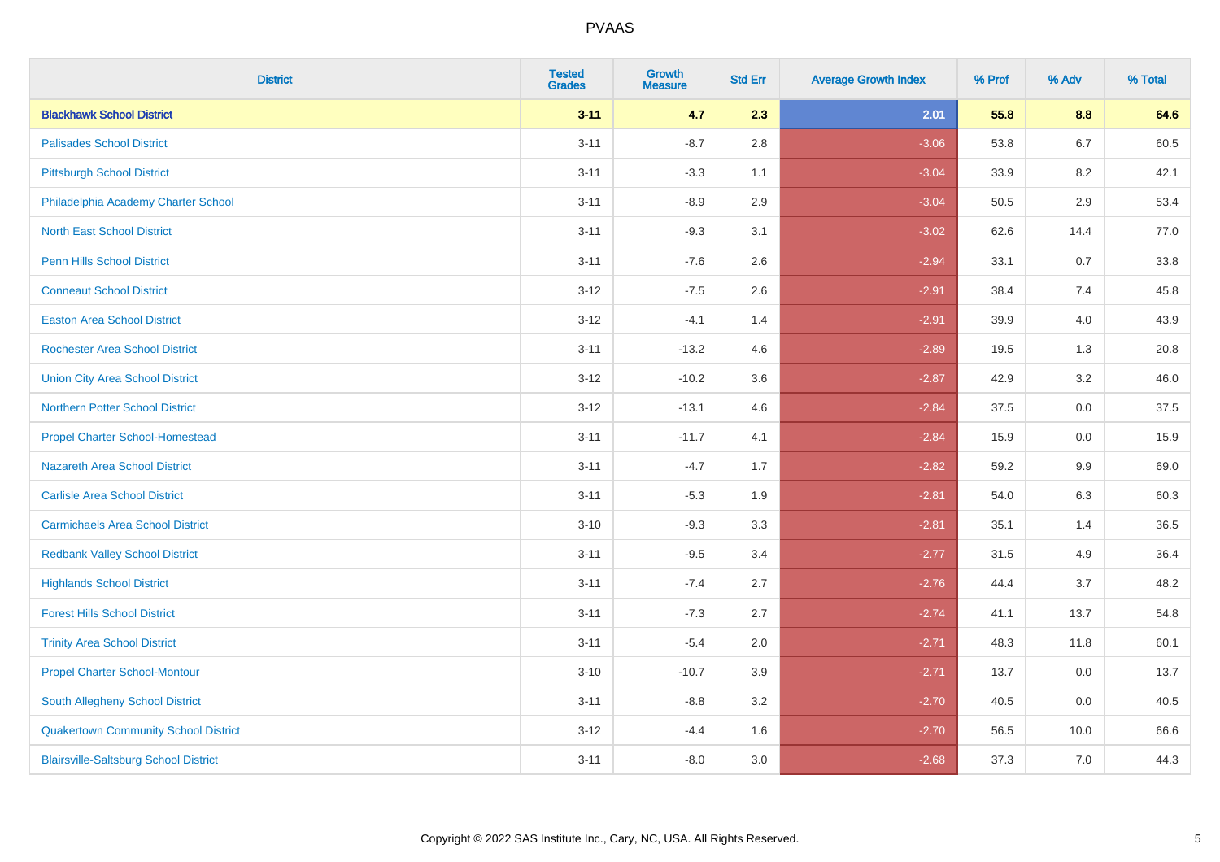PVAAS

| District | Tested Grades | Growth Measure | Std Err | Average Growth Index | % Prof | % Adv | % Total |
|---|---|---|---|---|---|---|---|
| **Blackhawk School District** | **3-11** | **4.7** | **2.3** | **2.01** | **55.8** | **8.8** | **64.6** |
| Palisades School District | 3-11 | -8.7 | 2.8 | -3.06 | 53.8 | 6.7 | 60.5 |
| Pittsburgh School District | 3-11 | -3.3 | 1.1 | -3.04 | 33.9 | 8.2 | 42.1 |
| Philadelphia Academy Charter School | 3-11 | -8.9 | 2.9 | -3.04 | 50.5 | 2.9 | 53.4 |
| North East School District | 3-11 | -9.3 | 3.1 | -3.02 | 62.6 | 14.4 | 77.0 |
| Penn Hills School District | 3-11 | -7.6 | 2.6 | -2.94 | 33.1 | 0.7 | 33.8 |
| Conneaut School District | 3-12 | -7.5 | 2.6 | -2.91 | 38.4 | 7.4 | 45.8 |
| Easton Area School District | 3-12 | -4.1 | 1.4 | -2.91 | 39.9 | 4.0 | 43.9 |
| Rochester Area School District | 3-11 | -13.2 | 4.6 | -2.89 | 19.5 | 1.3 | 20.8 |
| Union City Area School District | 3-12 | -10.2 | 3.6 | -2.87 | 42.9 | 3.2 | 46.0 |
| Northern Potter School District | 3-12 | -13.1 | 4.6 | -2.84 | 37.5 | 0.0 | 37.5 |
| Propel Charter School-Homestead | 3-11 | -11.7 | 4.1 | -2.84 | 15.9 | 0.0 | 15.9 |
| Nazareth Area School District | 3-11 | -4.7 | 1.7 | -2.82 | 59.2 | 9.9 | 69.0 |
| Carlisle Area School District | 3-11 | -5.3 | 1.9 | -2.81 | 54.0 | 6.3 | 60.3 |
| Carmichaels Area School District | 3-10 | -9.3 | 3.3 | -2.81 | 35.1 | 1.4 | 36.5 |
| Redbank Valley School District | 3-11 | -9.5 | 3.4 | -2.77 | 31.5 | 4.9 | 36.4 |
| Highlands School District | 3-11 | -7.4 | 2.7 | -2.76 | 44.4 | 3.7 | 48.2 |
| Forest Hills School District | 3-11 | -7.3 | 2.7 | -2.74 | 41.1 | 13.7 | 54.8 |
| Trinity Area School District | 3-11 | -5.4 | 2.0 | -2.71 | 48.3 | 11.8 | 60.1 |
| Propel Charter School-Montour | 3-10 | -10.7 | 3.9 | -2.71 | 13.7 | 0.0 | 13.7 |
| South Allegheny School District | 3-11 | -8.8 | 3.2 | -2.70 | 40.5 | 0.0 | 40.5 |
| Quakertown Community School District | 3-12 | -4.4 | 1.6 | -2.70 | 56.5 | 10.0 | 66.6 |
| Blairsville-Saltsburg School District | 3-11 | -8.0 | 3.0 | -2.68 | 37.3 | 7.0 | 44.3 |

Copyright © 2022 SAS Institute Inc., Cary, NC, USA. All Rights Reserved.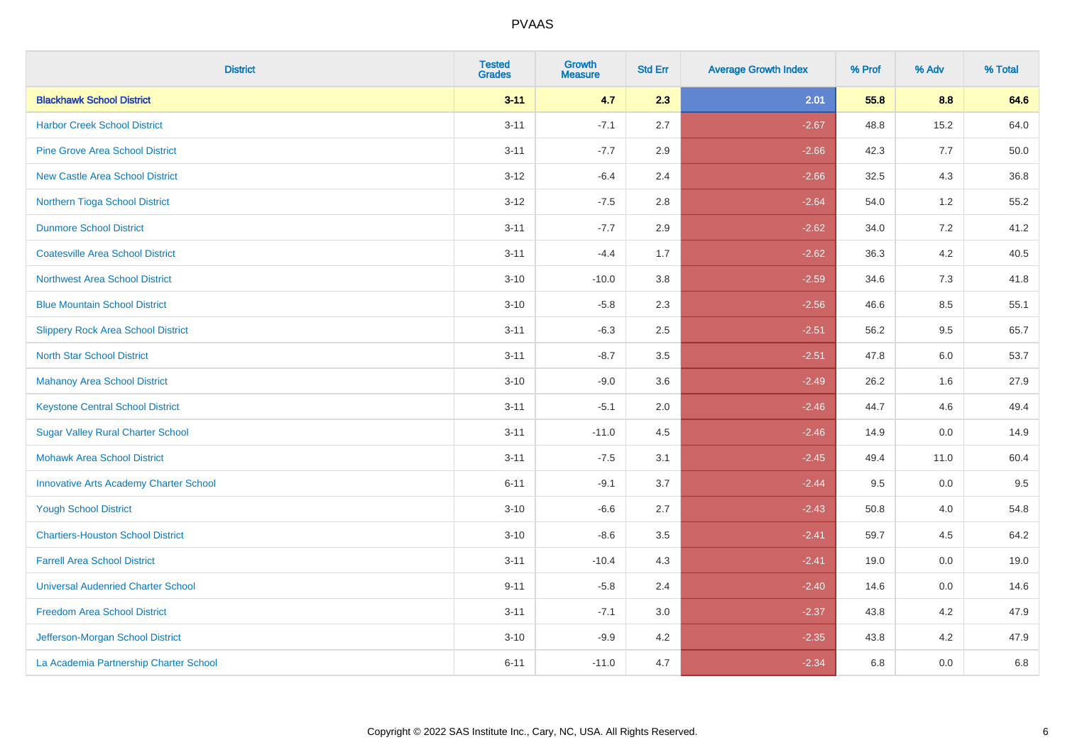# PVAAS

| District | Tested Grades | Growth Measure | Std Err | Average Growth Index | % Prof | % Adv | % Total |
|---|---|---|---|---|---|---|---|
| **Blackhawk School District** | **3-11** | **4.7** | **2.3** | **2.01** | **55.8** | **8.8** | **64.6** |
| Harbor Creek School District | 3-11 | -7.1 | 2.7 | -2.67 | 48.8 | 15.2 | 64.0 |
| Pine Grove Area School District | 3-11 | -7.7 | 2.9 | -2.66 | 42.3 | 7.7 | 50.0 |
| New Castle Area School District | 3-12 | -6.4 | 2.4 | -2.66 | 32.5 | 4.3 | 36.8 |
| Northern Tioga School District | 3-12 | -7.5 | 2.8 | -2.64 | 54.0 | 1.2 | 55.2 |
| Dunmore School District | 3-11 | -7.7 | 2.9 | -2.62 | 34.0 | 7.2 | 41.2 |
| Coatesville Area School District | 3-11 | -4.4 | 1.7 | -2.62 | 36.3 | 4.2 | 40.5 |
| Northwest Area School District | 3-10 | -10.0 | 3.8 | -2.59 | 34.6 | 7.3 | 41.8 |
| Blue Mountain School District | 3-10 | -5.8 | 2.3 | -2.56 | 46.6 | 8.5 | 55.1 |
| Slippery Rock Area School District | 3-11 | -6.3 | 2.5 | -2.51 | 56.2 | 9.5 | 65.7 |
| North Star School District | 3-11 | -8.7 | 3.5 | -2.51 | 47.8 | 6.0 | 53.7 |
| Mahanoy Area School District | 3-10 | -9.0 | 3.6 | -2.49 | 26.2 | 1.6 | 27.9 |
| Keystone Central School District | 3-11 | -5.1 | 2.0 | -2.46 | 44.7 | 4.6 | 49.4 |
| Sugar Valley Rural Charter School | 3-11 | -11.0 | 4.5 | -2.46 | 14.9 | 0.0 | 14.9 |
| Mohawk Area School District | 3-11 | -7.5 | 3.1 | -2.45 | 49.4 | 11.0 | 60.4 |
| Innovative Arts Academy Charter School | 6-11 | -9.1 | 3.7 | -2.44 | 9.5 | 0.0 | 9.5 |
| Yough School District | 3-10 | -6.6 | 2.7 | -2.43 | 50.8 | 4.0 | 54.8 |
| Chartiers-Houston School District | 3-10 | -8.6 | 3.5 | -2.41 | 59.7 | 4.5 | 64.2 |
| Farrell Area School District | 3-11 | -10.4 | 4.3 | -2.41 | 19.0 | 0.0 | 19.0 |
| Universal Audenried Charter School | 9-11 | -5.8 | 2.4 | -2.40 | 14.6 | 0.0 | 14.6 |
| Freedom Area School District | 3-11 | -7.1 | 3.0 | -2.37 | 43.8 | 4.2 | 47.9 |
| Jefferson-Morgan School District | 3-10 | -9.9 | 4.2 | -2.35 | 43.8 | 4.2 | 47.9 |
| La Academia Partnership Charter School | 6-11 | -11.0 | 4.7 | -2.34 | 6.8 | 0.0 | 6.8 |

Copyright © 2022 SAS Institute Inc., Cary, NC, USA. All Rights Reserved.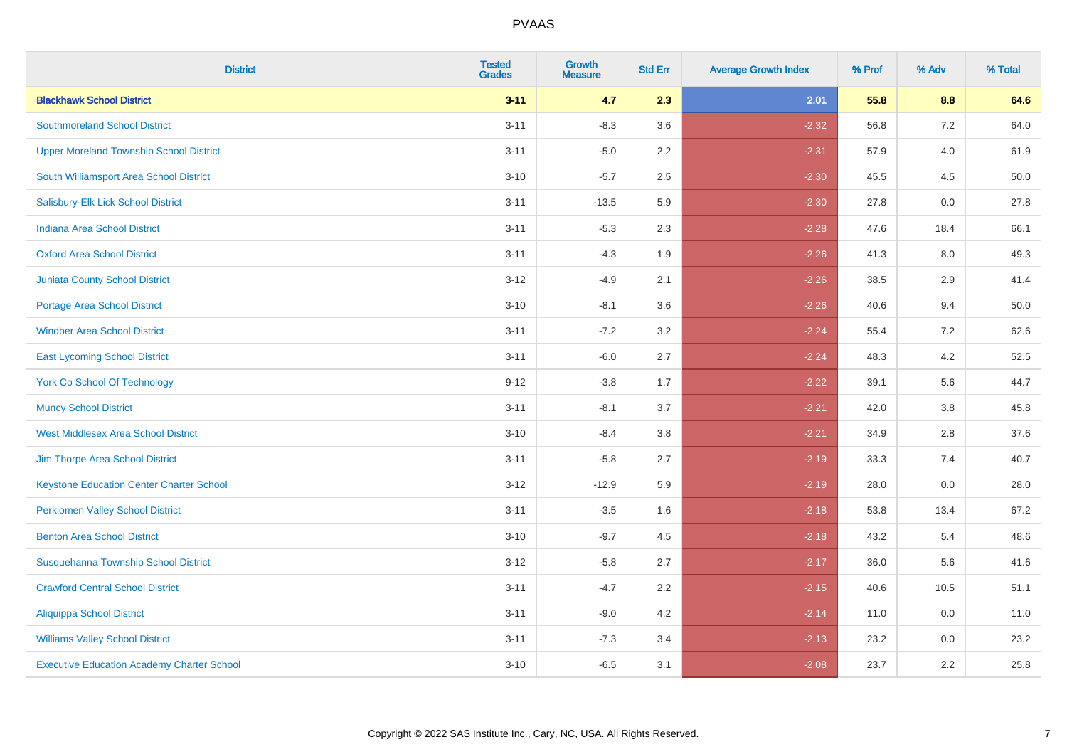PVAAS

| District | Tested Grades | Growth Measure | Std Err | Average Growth Index | % Prof | % Adv | % Total |
|---|---|---|---|---|---|---|---|
| **Blackhawk School District** | **3-11** | **4.7** | **2.3** | **2.01** | **55.8** | **8.8** | **64.6** |
| Southmoreland School District | 3-11 | -8.3 | 3.6 | -2.32 | 56.8 | 7.2 | 64.0 |
| Upper Moreland Township School District | 3-11 | -5.0 | 2.2 | -2.31 | 57.9 | 4.0 | 61.9 |
| South Williamsport Area School District | 3-10 | -5.7 | 2.5 | -2.30 | 45.5 | 4.5 | 50.0 |
| Salisbury-Elk Lick School District | 3-11 | -13.5 | 5.9 | -2.30 | 27.8 | 0.0 | 27.8 |
| Indiana Area School District | 3-11 | -5.3 | 2.3 | -2.28 | 47.6 | 18.4 | 66.1 |
| Oxford Area School District | 3-11 | -4.3 | 1.9 | -2.26 | 41.3 | 8.0 | 49.3 |
| Juniata County School District | 3-12 | -4.9 | 2.1 | -2.26 | 38.5 | 2.9 | 41.4 |
| Portage Area School District | 3-10 | -8.1 | 3.6 | -2.26 | 40.6 | 9.4 | 50.0 |
| Windber Area School District | 3-11 | -7.2 | 3.2 | -2.24 | 55.4 | 7.2 | 62.6 |
| East Lycoming School District | 3-11 | -6.0 | 2.7 | -2.24 | 48.3 | 4.2 | 52.5 |
| York Co School Of Technology | 9-12 | -3.8 | 1.7 | -2.22 | 39.1 | 5.6 | 44.7 |
| Muncy School District | 3-11 | -8.1 | 3.7 | -2.21 | 42.0 | 3.8 | 45.8 |
| West Middlesex Area School District | 3-10 | -8.4 | 3.8 | -2.21 | 34.9 | 2.8 | 37.6 |
| Jim Thorpe Area School District | 3-11 | -5.8 | 2.7 | -2.19 | 33.3 | 7.4 | 40.7 |
| Keystone Education Center Charter School | 3-12 | -12.9 | 5.9 | -2.19 | 28.0 | 0.0 | 28.0 |
| Perkiomen Valley School District | 3-11 | -3.5 | 1.6 | -2.18 | 53.8 | 13.4 | 67.2 |
| Benton Area School District | 3-10 | -9.7 | 4.5 | -2.18 | 43.2 | 5.4 | 48.6 |
| Susquehanna Township School District | 3-12 | -5.8 | 2.7 | -2.17 | 36.0 | 5.6 | 41.6 |
| Crawford Central School District | 3-11 | -4.7 | 2.2 | -2.15 | 40.6 | 10.5 | 51.1 |
| Aliquippa School District | 3-11 | -9.0 | 4.2 | -2.14 | 11.0 | 0.0 | 11.0 |
| Williams Valley School District | 3-11 | -7.3 | 3.4 | -2.13 | 23.2 | 0.0 | 23.2 |
| Executive Education Academy Charter School | 3-10 | -6.5 | 3.1 | -2.08 | 23.7 | 2.2 | 25.8 |

Copyright © 2022 SAS Institute Inc., Cary, NC, USA. All Rights Reserved.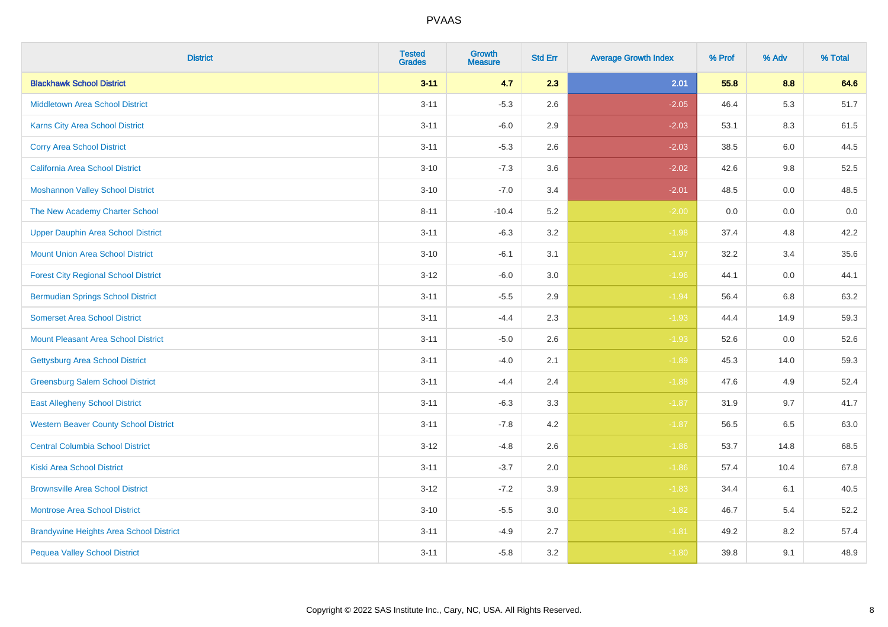# PVAAS

| District | Tested Grades | Growth Measure | Std Err | Average Growth Index | % Prof | % Adv | % Total |
|---|---|---|---|---|---|---|---|
| **Blackhawk School District** | **3-11** | **4.7** | **2.3** | **2.01** | **55.8** | **8.8** | **64.6** |
| Middletown Area School District | 3-11 | -5.3 | 2.6 | -2.05 | 46.4 | 5.3 | 51.7 |
| Karns City Area School District | 3-11 | -6.0 | 2.9 | -2.03 | 53.1 | 8.3 | 61.5 |
| Corry Area School District | 3-11 | -5.3 | 2.6 | -2.03 | 38.5 | 6.0 | 44.5 |
| California Area School District | 3-10 | -7.3 | 3.6 | -2.02 | 42.6 | 9.8 | 52.5 |
| Moshannon Valley School District | 3-10 | -7.0 | 3.4 | -2.01 | 48.5 | 0.0 | 48.5 |
| The New Academy Charter School | 8-11 | -10.4 | 5.2 | -2.00 | 0.0 | 0.0 | 0.0 |
| Upper Dauphin Area School District | 3-11 | -6.3 | 3.2 | -1.98 | 37.4 | 4.8 | 42.2 |
| Mount Union Area School District | 3-10 | -6.1 | 3.1 | -1.97 | 32.2 | 3.4 | 35.6 |
| Forest City Regional School District | 3-12 | -6.0 | 3.0 | -1.96 | 44.1 | 0.0 | 44.1 |
| Bermudian Springs School District | 3-11 | -5.5 | 2.9 | -1.94 | 56.4 | 6.8 | 63.2 |
| Somerset Area School District | 3-11 | -4.4 | 2.3 | -1.93 | 44.4 | 14.9 | 59.3 |
| Mount Pleasant Area School District | 3-11 | -5.0 | 2.6 | -1.93 | 52.6 | 0.0 | 52.6 |
| Gettysburg Area School District | 3-11 | -4.0 | 2.1 | -1.89 | 45.3 | 14.0 | 59.3 |
| Greensburg Salem School District | 3-11 | -4.4 | 2.4 | -1.88 | 47.6 | 4.9 | 52.4 |
| East Allegheny School District | 3-11 | -6.3 | 3.3 | -1.87 | 31.9 | 9.7 | 41.7 |
| Western Beaver County School District | 3-11 | -7.8 | 4.2 | -1.87 | 56.5 | 6.5 | 63.0 |
| Central Columbia School District | 3-12 | -4.8 | 2.6 | -1.86 | 53.7 | 14.8 | 68.5 |
| Kiski Area School District | 3-11 | -3.7 | 2.0 | -1.86 | 57.4 | 10.4 | 67.8 |
| Brownsville Area School District | 3-12 | -7.2 | 3.9 | -1.83 | 34.4 | 6.1 | 40.5 |
| Montrose Area School District | 3-10 | -5.5 | 3.0 | -1.82 | 46.7 | 5.4 | 52.2 |
| Brandywine Heights Area School District | 3-11 | -4.9 | 2.7 | -1.81 | 49.2 | 8.2 | 57.4 |
| Pequea Valley School District | 3-11 | -5.8 | 3.2 | -1.80 | 39.8 | 9.1 | 48.9 |

Copyright © 2022 SAS Institute Inc., Cary, NC, USA. All Rights Reserved.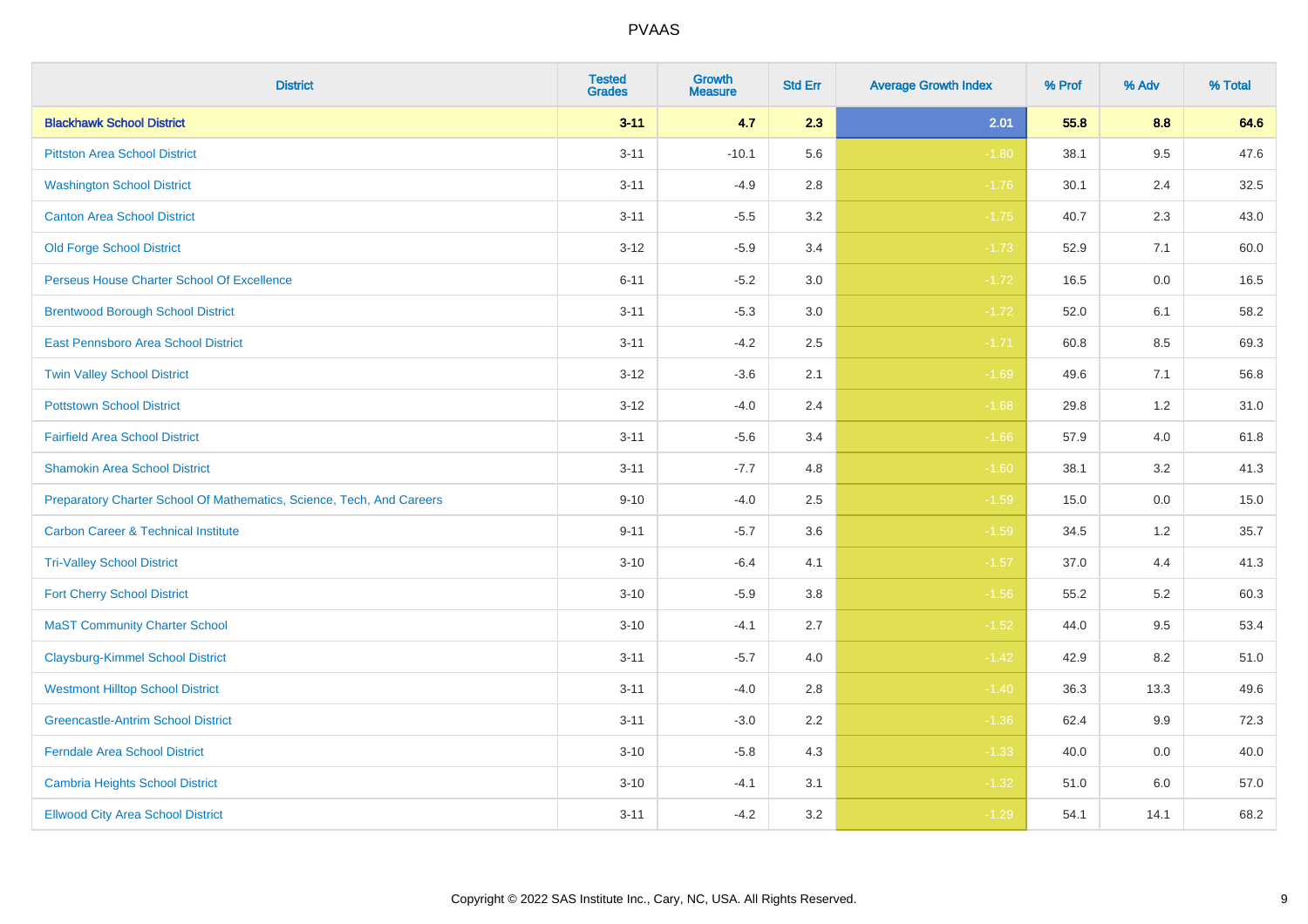| District | Tested Grades | Growth Measure | Std Err | Average Growth Index | % Prof | % Adv | % Total |
|---|---|---|---|---|---|---|---|
| **Blackhawk School District** | **3-11** | **4.7** | **2.3** | **2.01** | **55.8** | **8.8** | **64.6** |
| Pittston Area School District | 3-11 | -10.1 | 5.6 | -1.80 | 38.1 | 9.5 | 47.6 |
| Washington School District | 3-11 | -4.9 | 2.8 | -1.76 | 30.1 | 2.4 | 32.5 |
| Canton Area School District | 3-11 | -5.5 | 3.2 | -1.75 | 40.7 | 2.3 | 43.0 |
| Old Forge School District | 3-12 | -5.9 | 3.4 | -1.73 | 52.9 | 7.1 | 60.0 |
| Perseus House Charter School Of Excellence | 6-11 | -5.2 | 3.0 | -1.72 | 16.5 | 0.0 | 16.5 |
| Brentwood Borough School District | 3-11 | -5.3 | 3.0 | -1.72 | 52.0 | 6.1 | 58.2 |
| East Pennsboro Area School District | 3-11 | -4.2 | 2.5 | -1.71 | 60.8 | 8.5 | 69.3 |
| Twin Valley School District | 3-12 | -3.6 | 2.1 | -1.69 | 49.6 | 7.1 | 56.8 |
| Pottstown School District | 3-12 | -4.0 | 2.4 | -1.68 | 29.8 | 1.2 | 31.0 |
| Fairfield Area School District | 3-11 | -5.6 | 3.4 | -1.66 | 57.9 | 4.0 | 61.8 |
| Shamokin Area School District | 3-11 | -7.7 | 4.8 | -1.60 | 38.1 | 3.2 | 41.3 |
| Preparatory Charter School Of Mathematics, Science, Tech, And Careers | 9-10 | -4.0 | 2.5 | -1.59 | 15.0 | 0.0 | 15.0 |
| Carbon Career & Technical Institute | 9-11 | -5.7 | 3.6 | -1.59 | 34.5 | 1.2 | 35.7 |
| Tri-Valley School District | 3-10 | -6.4 | 4.1 | -1.57 | 37.0 | 4.4 | 41.3 |
| Fort Cherry School District | 3-10 | -5.9 | 3.8 | -1.56 | 55.2 | 5.2 | 60.3 |
| MaST Community Charter School | 3-10 | -4.1 | 2.7 | -1.52 | 44.0 | 9.5 | 53.4 |
| Claysburg-Kimmel School District | 3-11 | -5.7 | 4.0 | -1.42 | 42.9 | 8.2 | 51.0 |
| Westmont Hilltop School District | 3-11 | -4.0 | 2.8 | -1.40 | 36.3 | 13.3 | 49.6 |
| Greencastle-Antrim School District | 3-11 | -3.0 | 2.2 | -1.36 | 62.4 | 9.9 | 72.3 |
| Ferndale Area School District | 3-10 | -5.8 | 4.3 | -1.33 | 40.0 | 0.0 | 40.0 |
| Cambria Heights School District | 3-10 | -4.1 | 3.1 | -1.32 | 51.0 | 6.0 | 57.0 |
| Ellwood City Area School District | 3-11 | -4.2 | 3.2 | -1.29 | 54.1 | 14.1 | 68.2 |

Copyright © 2022 SAS Institute Inc., Cary, NC, USA. All Rights Reserved.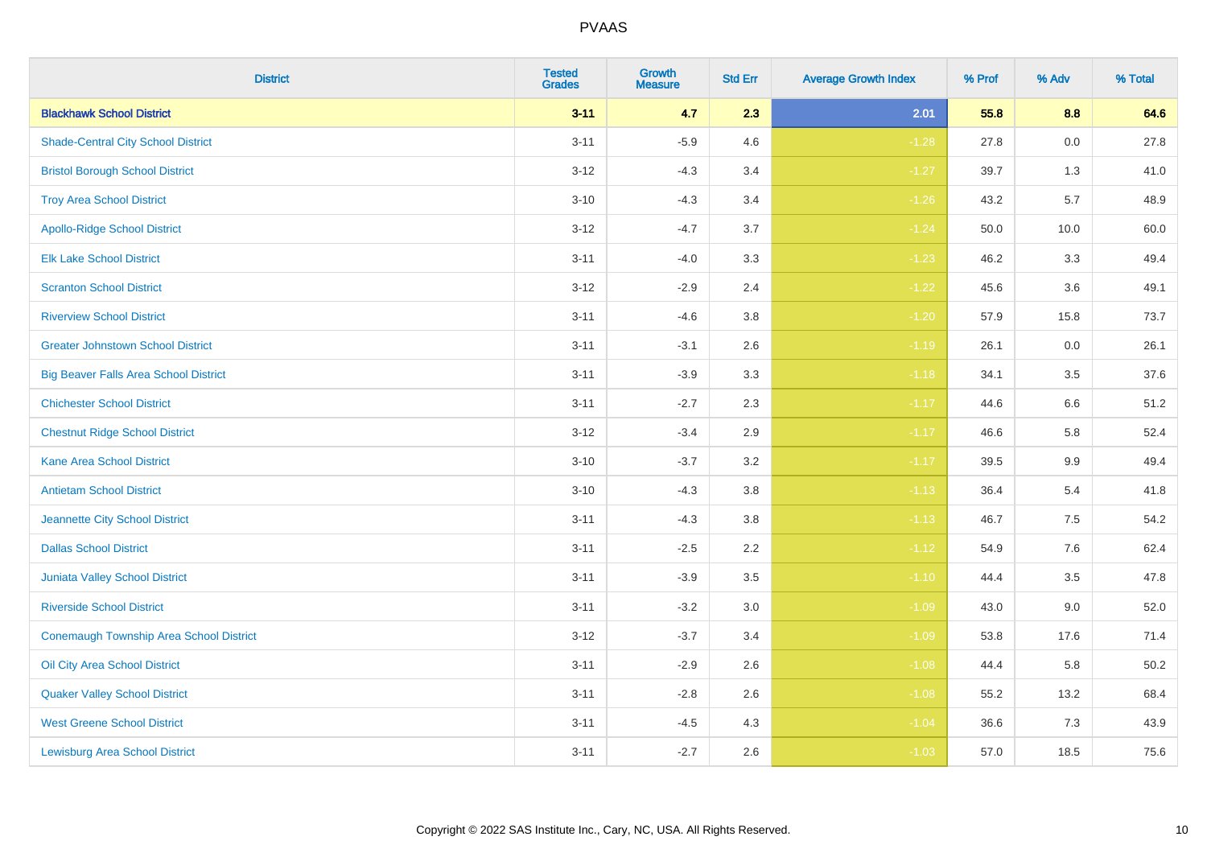| District | Tested Grades | Growth Measure | Std Err | Average Growth Index | % Prof | % Adv | % Total |
|---|---|---|---|---|---|---|---|
| **Blackhawk School District** | **3-11** | **4.7** | **2.3** | **2.01** | **55.8** | **8.8** | **64.6** |
| Shade-Central City School District | 3-11 | -5.9 | 4.6 | -1.28 | 27.8 | 0.0 | 27.8 |
| Bristol Borough School District | 3-12 | -4.3 | 3.4 | -1.27 | 39.7 | 1.3 | 41.0 |
| Troy Area School District | 3-10 | -4.3 | 3.4 | -1.26 | 43.2 | 5.7 | 48.9 |
| Apollo-Ridge School District | 3-12 | -4.7 | 3.7 | -1.24 | 50.0 | 10.0 | 60.0 |
| Elk Lake School District | 3-11 | -4.0 | 3.3 | -1.23 | 46.2 | 3.3 | 49.4 |
| Scranton School District | 3-12 | -2.9 | 2.4 | -1.22 | 45.6 | 3.6 | 49.1 |
| Riverview School District | 3-11 | -4.6 | 3.8 | -1.20 | 57.9 | 15.8 | 73.7 |
| Greater Johnstown School District | 3-11 | -3.1 | 2.6 | -1.19 | 26.1 | 0.0 | 26.1 |
| Big Beaver Falls Area School District | 3-11 | -3.9 | 3.3 | -1.18 | 34.1 | 3.5 | 37.6 |
| Chichester School District | 3-11 | -2.7 | 2.3 | -1.17 | 44.6 | 6.6 | 51.2 |
| Chestnut Ridge School District | 3-12 | -3.4 | 2.9 | -1.17 | 46.6 | 5.8 | 52.4 |
| Kane Area School District | 3-10 | -3.7 | 3.2 | -1.17 | 39.5 | 9.9 | 49.4 |
| Antietam School District | 3-10 | -4.3 | 3.8 | -1.13 | 36.4 | 5.4 | 41.8 |
| Jeannette City School District | 3-11 | -4.3 | 3.8 | -1.13 | 46.7 | 7.5 | 54.2 |
| Dallas School District | 3-11 | -2.5 | 2.2 | -1.12 | 54.9 | 7.6 | 62.4 |
| Juniata Valley School District | 3-11 | -3.9 | 3.5 | -1.10 | 44.4 | 3.5 | 47.8 |
| Riverside School District | 3-11 | -3.2 | 3.0 | -1.09 | 43.0 | 9.0 | 52.0 |
| Conemaugh Township Area School District | 3-12 | -3.7 | 3.4 | -1.09 | 53.8 | 17.6 | 71.4 |
| Oil City Area School District | 3-11 | -2.9 | 2.6 | -1.08 | 44.4 | 5.8 | 50.2 |
| Quaker Valley School District | 3-11 | -2.8 | 2.6 | -1.08 | 55.2 | 13.2 | 68.4 |
| West Greene School District | 3-11 | -4.5 | 4.3 | -1.04 | 36.6 | 7.3 | 43.9 |
| Lewisburg Area School District | 3-11 | -2.7 | 2.6 | -1.03 | 57.0 | 18.5 | 75.6 |

Copyright © 2022 SAS Institute Inc., Cary, NC, USA. All Rights Reserved.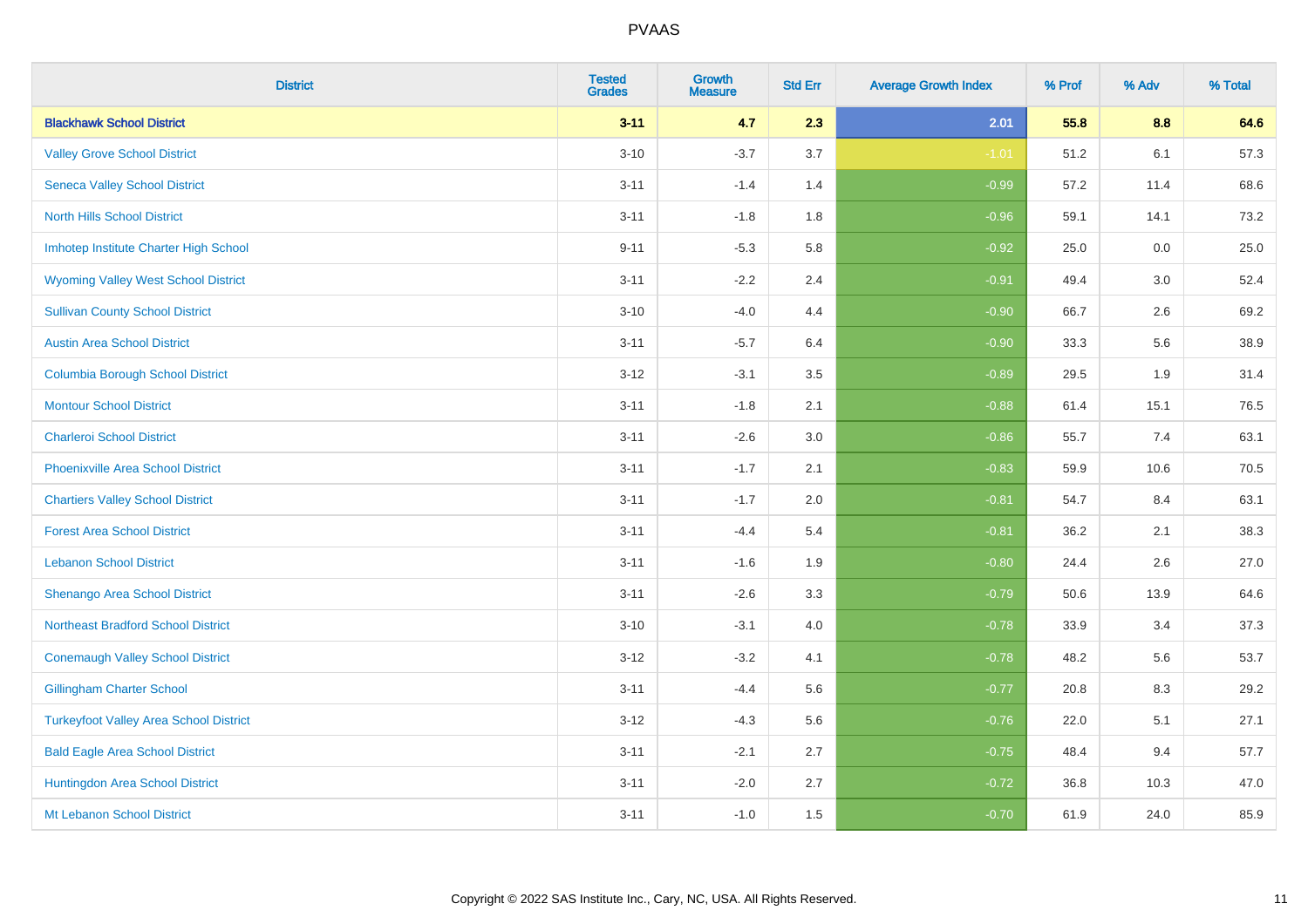| District | Tested Grades | Growth Measure | Std Err | Average Growth Index | % Prof | % Adv | % Total |
|---|---|---|---|---|---|---|---|
| **Blackhawk School District** | **3-11** | **4.7** | **2.3** | **2.01** | **55.8** | **8.8** | **64.6** |
| Valley Grove School District | 3-10 | -3.7 | 3.7 | -1.01 | 51.2 | 6.1 | 57.3 |
| Seneca Valley School District | 3-11 | -1.4 | 1.4 | -0.99 | 57.2 | 11.4 | 68.6 |
| North Hills School District | 3-11 | -1.8 | 1.8 | -0.96 | 59.1 | 14.1 | 73.2 |
| Imhotep Institute Charter High School | 9-11 | -5.3 | 5.8 | -0.92 | 25.0 | 0.0 | 25.0 |
| Wyoming Valley West School District | 3-11 | -2.2 | 2.4 | -0.91 | 49.4 | 3.0 | 52.4 |
| Sullivan County School District | 3-10 | -4.0 | 4.4 | -0.90 | 66.7 | 2.6 | 69.2 |
| Austin Area School District | 3-11 | -5.7 | 6.4 | -0.90 | 33.3 | 5.6 | 38.9 |
| Columbia Borough School District | 3-12 | -3.1 | 3.5 | -0.89 | 29.5 | 1.9 | 31.4 |
| Montour School District | 3-11 | -1.8 | 2.1 | -0.88 | 61.4 | 15.1 | 76.5 |
| Charleroi School District | 3-11 | -2.6 | 3.0 | -0.86 | 55.7 | 7.4 | 63.1 |
| Phoenixville Area School District | 3-11 | -1.7 | 2.1 | -0.83 | 59.9 | 10.6 | 70.5 |
| Chartiers Valley School District | 3-11 | -1.7 | 2.0 | -0.81 | 54.7 | 8.4 | 63.1 |
| Forest Area School District | 3-11 | -4.4 | 5.4 | -0.81 | 36.2 | 2.1 | 38.3 |
| Lebanon School District | 3-11 | -1.6 | 1.9 | -0.80 | 24.4 | 2.6 | 27.0 |
| Shenango Area School District | 3-11 | -2.6 | 3.3 | -0.79 | 50.6 | 13.9 | 64.6 |
| Northeast Bradford School District | 3-10 | -3.1 | 4.0 | -0.78 | 33.9 | 3.4 | 37.3 |
| Conemaugh Valley School District | 3-12 | -3.2 | 4.1 | -0.78 | 48.2 | 5.6 | 53.7 |
| Gillingham Charter School | 3-11 | -4.4 | 5.6 | -0.77 | 20.8 | 8.3 | 29.2 |
| Turkeyfoot Valley Area School District | 3-12 | -4.3 | 5.6 | -0.76 | 22.0 | 5.1 | 27.1 |
| Bald Eagle Area School District | 3-11 | -2.1 | 2.7 | -0.75 | 48.4 | 9.4 | 57.7 |
| Huntingdon Area School District | 3-11 | -2.0 | 2.7 | -0.72 | 36.8 | 10.3 | 47.0 |
| Mt Lebanon School District | 3-11 | -1.0 | 1.5 | -0.70 | 61.9 | 24.0 | 85.9 |

Copyright © 2022 SAS Institute Inc., Cary, NC, USA. All Rights Reserved.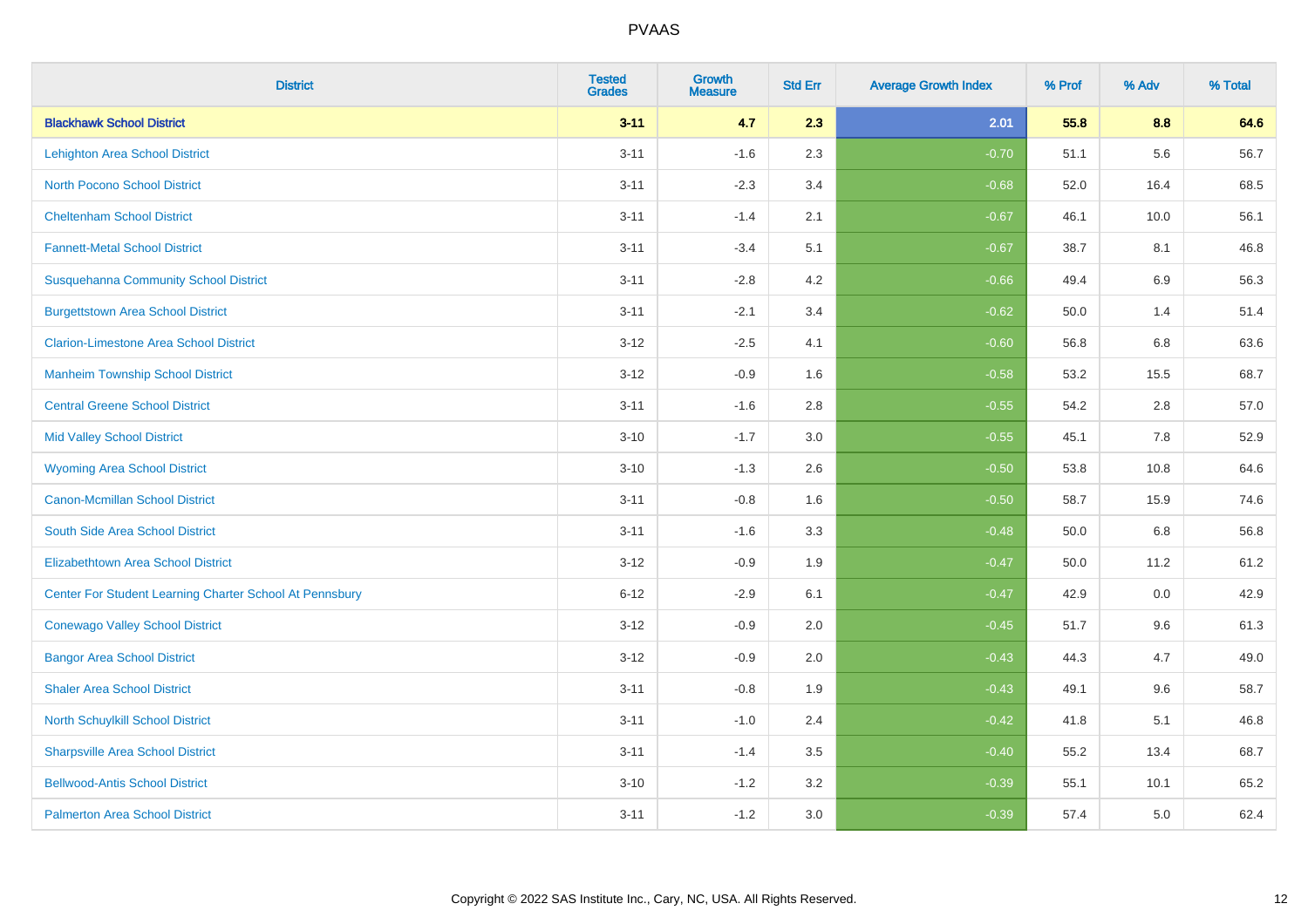# PVAAS

| District | Tested Grades | Growth Measure | Std Err | Average Growth Index | % Prof | % Adv | % Total |
|---|---|---|---|---|---|---|---|
| **Blackhawk School District** | **3-11** | **4.7** | **2.3** | **2.01** | **55.8** | **8.8** | **64.6** |
| Lehighton Area School District | 3-11 | -1.6 | 2.3 | -0.70 | 51.1 | 5.6 | 56.7 |
| North Pocono School District | 3-11 | -2.3 | 3.4 | -0.68 | 52.0 | 16.4 | 68.5 |
| Cheltenham School District | 3-11 | -1.4 | 2.1 | -0.67 | 46.1 | 10.0 | 56.1 |
| Fannett-Metal School District | 3-11 | -3.4 | 5.1 | -0.67 | 38.7 | 8.1 | 46.8 |
| Susquehanna Community School District | 3-11 | -2.8 | 4.2 | -0.66 | 49.4 | 6.9 | 56.3 |
| Burgettstown Area School District | 3-11 | -2.1 | 3.4 | -0.62 | 50.0 | 1.4 | 51.4 |
| Clarion-Limestone Area School District | 3-12 | -2.5 | 4.1 | -0.60 | 56.8 | 6.8 | 63.6 |
| Manheim Township School District | 3-12 | -0.9 | 1.6 | -0.58 | 53.2 | 15.5 | 68.7 |
| Central Greene School District | 3-11 | -1.6 | 2.8 | -0.55 | 54.2 | 2.8 | 57.0 |
| Mid Valley School District | 3-10 | -1.7 | 3.0 | -0.55 | 45.1 | 7.8 | 52.9 |
| Wyoming Area School District | 3-10 | -1.3 | 2.6 | -0.50 | 53.8 | 10.8 | 64.6 |
| Canon-Mcmillan School District | 3-11 | -0.8 | 1.6 | -0.50 | 58.7 | 15.9 | 74.6 |
| South Side Area School District | 3-11 | -1.6 | 3.3 | -0.48 | 50.0 | 6.8 | 56.8 |
| Elizabethtown Area School District | 3-12 | -0.9 | 1.9 | -0.47 | 50.0 | 11.2 | 61.2 |
| Center For Student Learning Charter School At Pennsbury | 6-12 | -2.9 | 6.1 | -0.47 | 42.9 | 0.0 | 42.9 |
| Conewago Valley School District | 3-12 | -0.9 | 2.0 | -0.45 | 51.7 | 9.6 | 61.3 |
| Bangor Area School District | 3-12 | -0.9 | 2.0 | -0.43 | 44.3 | 4.7 | 49.0 |
| Shaler Area School District | 3-11 | -0.8 | 1.9 | -0.43 | 49.1 | 9.6 | 58.7 |
| North Schuylkill School District | 3-11 | -1.0 | 2.4 | -0.42 | 41.8 | 5.1 | 46.8 |
| Sharpsville Area School District | 3-11 | -1.4 | 3.5 | -0.40 | 55.2 | 13.4 | 68.7 |
| Bellwood-Antis School District | 3-10 | -1.2 | 3.2 | -0.39 | 55.1 | 10.1 | 65.2 |
| Palmerton Area School District | 3-11 | -1.2 | 3.0 | -0.39 | 57.4 | 5.0 | 62.4 |

Copyright © 2022 SAS Institute Inc., Cary, NC, USA. All Rights Reserved.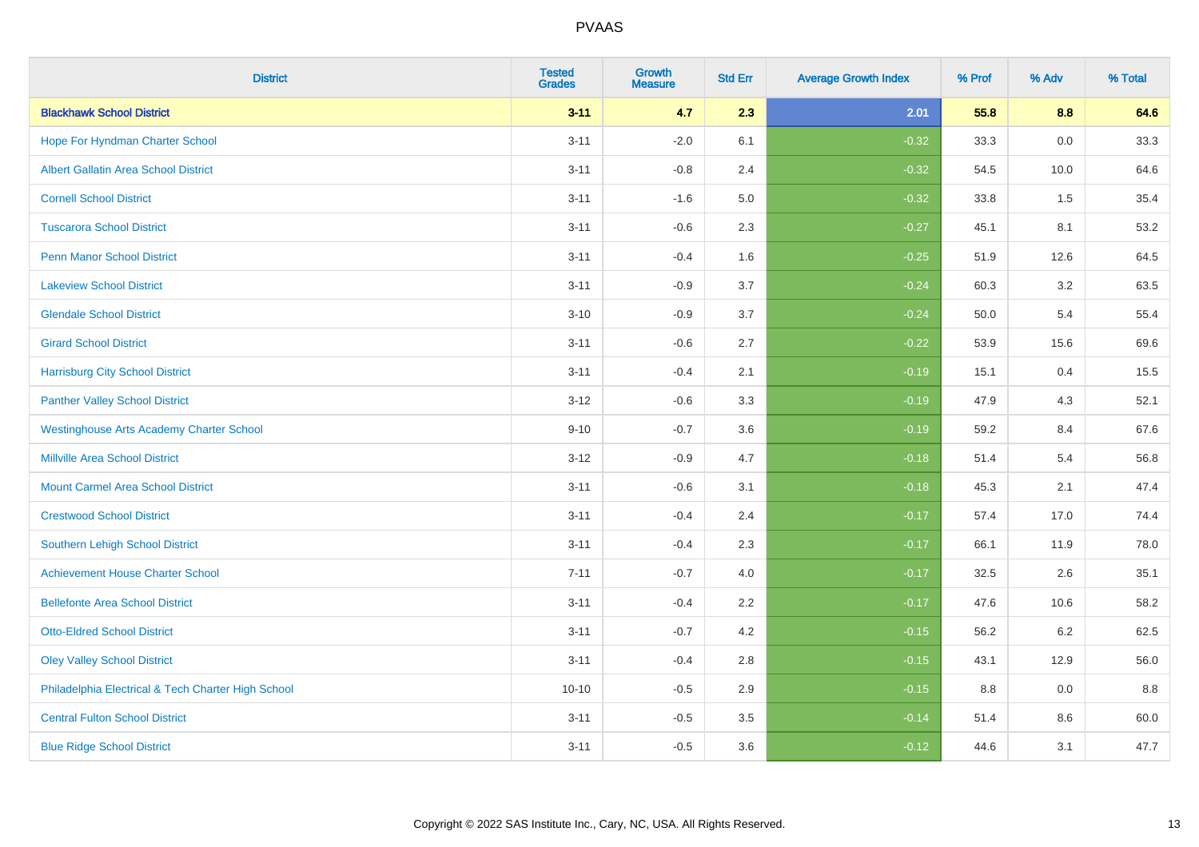| District | Tested Grades | Growth Measure | Std Err | Average Growth Index | % Prof | % Adv | % Total |
|---|---|---|---|---|---|---|---|
| **Blackhawk School District** | **3-11** | **4.7** | **2.3** | **2.01** | **55.8** | **8.8** | **64.6** |
| Hope For Hyndman Charter School | 3-11 | -2.0 | 6.1 | -0.32 | 33.3 | 0.0 | 33.3 |
| Albert Gallatin Area School District | 3-11 | -0.8 | 2.4 | -0.32 | 54.5 | 10.0 | 64.6 |
| Cornell School District | 3-11 | -1.6 | 5.0 | -0.32 | 33.8 | 1.5 | 35.4 |
| Tuscarora School District | 3-11 | -0.6 | 2.3 | -0.27 | 45.1 | 8.1 | 53.2 |
| Penn Manor School District | 3-11 | -0.4 | 1.6 | -0.25 | 51.9 | 12.6 | 64.5 |
| Lakeview School District | 3-11 | -0.9 | 3.7 | -0.24 | 60.3 | 3.2 | 63.5 |
| Glendale School District | 3-10 | -0.9 | 3.7 | -0.24 | 50.0 | 5.4 | 55.4 |
| Girard School District | 3-11 | -0.6 | 2.7 | -0.22 | 53.9 | 15.6 | 69.6 |
| Harrisburg City School District | 3-11 | -0.4 | 2.1 | -0.19 | 15.1 | 0.4 | 15.5 |
| Panther Valley School District | 3-12 | -0.6 | 3.3 | -0.19 | 47.9 | 4.3 | 52.1 |
| Westinghouse Arts Academy Charter School | 9-10 | -0.7 | 3.6 | -0.19 | 59.2 | 8.4 | 67.6 |
| Millville Area School District | 3-12 | -0.9 | 4.7 | -0.18 | 51.4 | 5.4 | 56.8 |
| Mount Carmel Area School District | 3-11 | -0.6 | 3.1 | -0.18 | 45.3 | 2.1 | 47.4 |
| Crestwood School District | 3-11 | -0.4 | 2.4 | -0.17 | 57.4 | 17.0 | 74.4 |
| Southern Lehigh School District | 3-11 | -0.4 | 2.3 | -0.17 | 66.1 | 11.9 | 78.0 |
| Achievement House Charter School | 7-11 | -0.7 | 4.0 | -0.17 | 32.5 | 2.6 | 35.1 |
| Bellefonte Area School District | 3-11 | -0.4 | 2.2 | -0.17 | 47.6 | 10.6 | 58.2 |
| Otto-Eldred School District | 3-11 | -0.7 | 4.2 | -0.15 | 56.2 | 6.2 | 62.5 |
| Oley Valley School District | 3-11 | -0.4 | 2.8 | -0.15 | 43.1 | 12.9 | 56.0 |
| Philadelphia Electrical & Tech Charter High School | 10-10 | -0.5 | 2.9 | -0.15 | 8.8 | 0.0 | 8.8 |
| Central Fulton School District | 3-11 | -0.5 | 3.5 | -0.14 | 51.4 | 8.6 | 60.0 |
| Blue Ridge School District | 3-11 | -0.5 | 3.6 | -0.12 | 44.6 | 3.1 | 47.7 |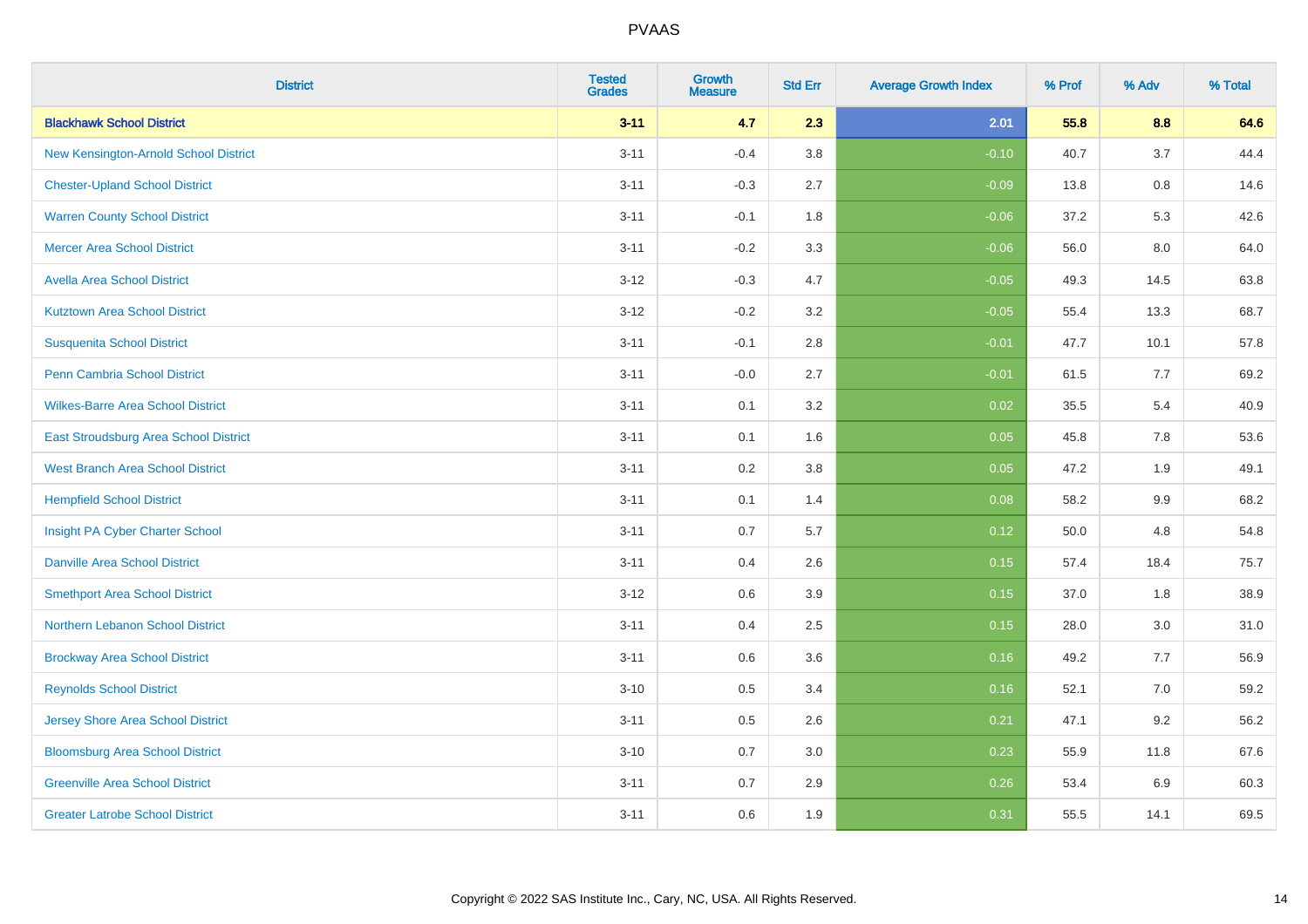# PVAAS

| District | Tested Grades | Growth Measure | Std Err | Average Growth Index | % Prof | % Adv | % Total |
|---|---|---|---|---|---|---|---|
| **Blackhawk School District** | **3-11** | **4.7** | **2.3** | **2.01** | **55.8** | **8.8** | **64.6** |
| New Kensington-Arnold School District | 3-11 | -0.4 | 3.8 | -0.10 | 40.7 | 3.7 | 44.4 |
| Chester-Upland School District | 3-11 | -0.3 | 2.7 | -0.09 | 13.8 | 0.8 | 14.6 |
| Warren County School District | 3-11 | -0.1 | 1.8 | -0.06 | 37.2 | 5.3 | 42.6 |
| Mercer Area School District | 3-11 | -0.2 | 3.3 | -0.06 | 56.0 | 8.0 | 64.0 |
| Avella Area School District | 3-12 | -0.3 | 4.7 | -0.05 | 49.3 | 14.5 | 63.8 |
| Kutztown Area School District | 3-12 | -0.2 | 3.2 | -0.05 | 55.4 | 13.3 | 68.7 |
| Susquenita School District | 3-11 | -0.1 | 2.8 | -0.01 | 47.7 | 10.1 | 57.8 |
| Penn Cambria School District | 3-11 | -0.0 | 2.7 | -0.01 | 61.5 | 7.7 | 69.2 |
| Wilkes-Barre Area School District | 3-11 | 0.1 | 3.2 | 0.02 | 35.5 | 5.4 | 40.9 |
| East Stroudsburg Area School District | 3-11 | 0.1 | 1.6 | 0.05 | 45.8 | 7.8 | 53.6 |
| West Branch Area School District | 3-11 | 0.2 | 3.8 | 0.05 | 47.2 | 1.9 | 49.1 |
| Hempfield School District | 3-11 | 0.1 | 1.4 | 0.08 | 58.2 | 9.9 | 68.2 |
| Insight PA Cyber Charter School | 3-11 | 0.7 | 5.7 | 0.12 | 50.0 | 4.8 | 54.8 |
| Danville Area School District | 3-11 | 0.4 | 2.6 | 0.15 | 57.4 | 18.4 | 75.7 |
| Smethport Area School District | 3-12 | 0.6 | 3.9 | 0.15 | 37.0 | 1.8 | 38.9 |
| Northern Lebanon School District | 3-11 | 0.4 | 2.5 | 0.15 | 28.0 | 3.0 | 31.0 |
| Brockway Area School District | 3-11 | 0.6 | 3.6 | 0.16 | 49.2 | 7.7 | 56.9 |
| Reynolds School District | 3-10 | 0.5 | 3.4 | 0.16 | 52.1 | 7.0 | 59.2 |
| Jersey Shore Area School District | 3-11 | 0.5 | 2.6 | 0.21 | 47.1 | 9.2 | 56.2 |
| Bloomsburg Area School District | 3-10 | 0.7 | 3.0 | 0.23 | 55.9 | 11.8 | 67.6 |
| Greenville Area School District | 3-11 | 0.7 | 2.9 | 0.26 | 53.4 | 6.9 | 60.3 |
| Greater Latrobe School District | 3-11 | 0.6 | 1.9 | 0.31 | 55.5 | 14.1 | 69.5 |

Copyright © 2022 SAS Institute Inc., Cary, NC, USA. All Rights Reserved.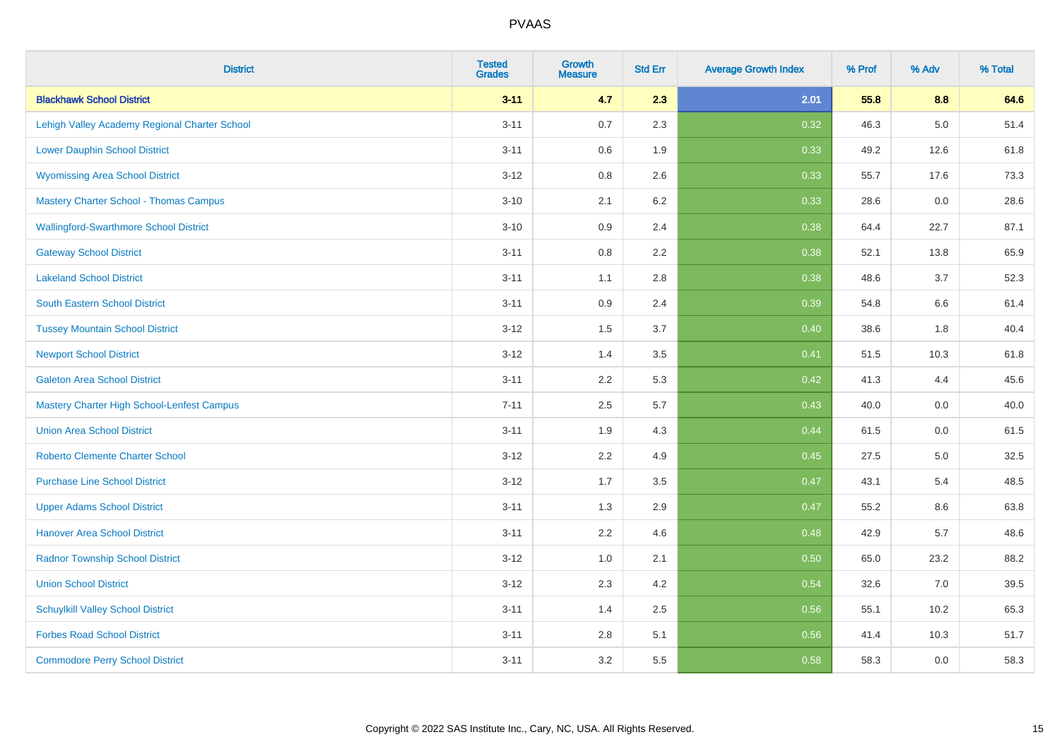| District | Tested Grades | Growth Measure | Std Err | Average Growth Index | % Prof | % Adv | % Total |
|---|---|---|---|---|---|---|---|
| **Blackhawk School District** | **3-11** | **4.7** | **2.3** | **2.01** | **55.8** | **8.8** | **64.6** |
| Lehigh Valley Academy Regional Charter School | 3-11 | 0.7 | 2.3 | 0.32 | 46.3 | 5.0 | 51.4 |
| Lower Dauphin School District | 3-11 | 0.6 | 1.9 | 0.33 | 49.2 | 12.6 | 61.8 |
| Wyomissing Area School District | 3-12 | 0.8 | 2.6 | 0.33 | 55.7 | 17.6 | 73.3 |
| Mastery Charter School - Thomas Campus | 3-10 | 2.1 | 6.2 | 0.33 | 28.6 | 0.0 | 28.6 |
| Wallingford-Swarthmore School District | 3-10 | 0.9 | 2.4 | 0.38 | 64.4 | 22.7 | 87.1 |
| Gateway School District | 3-11 | 0.8 | 2.2 | 0.38 | 52.1 | 13.8 | 65.9 |
| Lakeland School District | 3-11 | 1.1 | 2.8 | 0.38 | 48.6 | 3.7 | 52.3 |
| South Eastern School District | 3-11 | 0.9 | 2.4 | 0.39 | 54.8 | 6.6 | 61.4 |
| Tussey Mountain School District | 3-12 | 1.5 | 3.7 | 0.40 | 38.6 | 1.8 | 40.4 |
| Newport School District | 3-12 | 1.4 | 3.5 | 0.41 | 51.5 | 10.3 | 61.8 |
| Galeton Area School District | 3-11 | 2.2 | 5.3 | 0.42 | 41.3 | 4.4 | 45.6 |
| Mastery Charter High School-Lenfest Campus | 7-11 | 2.5 | 5.7 | 0.43 | 40.0 | 0.0 | 40.0 |
| Union Area School District | 3-11 | 1.9 | 4.3 | 0.44 | 61.5 | 0.0 | 61.5 |
| Roberto Clemente Charter School | 3-12 | 2.2 | 4.9 | 0.45 | 27.5 | 5.0 | 32.5 |
| Purchase Line School District | 3-12 | 1.7 | 3.5 | 0.47 | 43.1 | 5.4 | 48.5 |
| Upper Adams School District | 3-11 | 1.3 | 2.9 | 0.47 | 55.2 | 8.6 | 63.8 |
| Hanover Area School District | 3-11 | 2.2 | 4.6 | 0.48 | 42.9 | 5.7 | 48.6 |
| Radnor Township School District | 3-12 | 1.0 | 2.1 | 0.50 | 65.0 | 23.2 | 88.2 |
| Union School District | 3-12 | 2.3 | 4.2 | 0.54 | 32.6 | 7.0 | 39.5 |
| Schuylkill Valley School District | 3-11 | 1.4 | 2.5 | 0.56 | 55.1 | 10.2 | 65.3 |
| Forbes Road School District | 3-11 | 2.8 | 5.1 | 0.56 | 41.4 | 10.3 | 51.7 |
| Commodore Perry School District | 3-11 | 3.2 | 5.5 | 0.58 | 58.3 | 0.0 | 58.3 |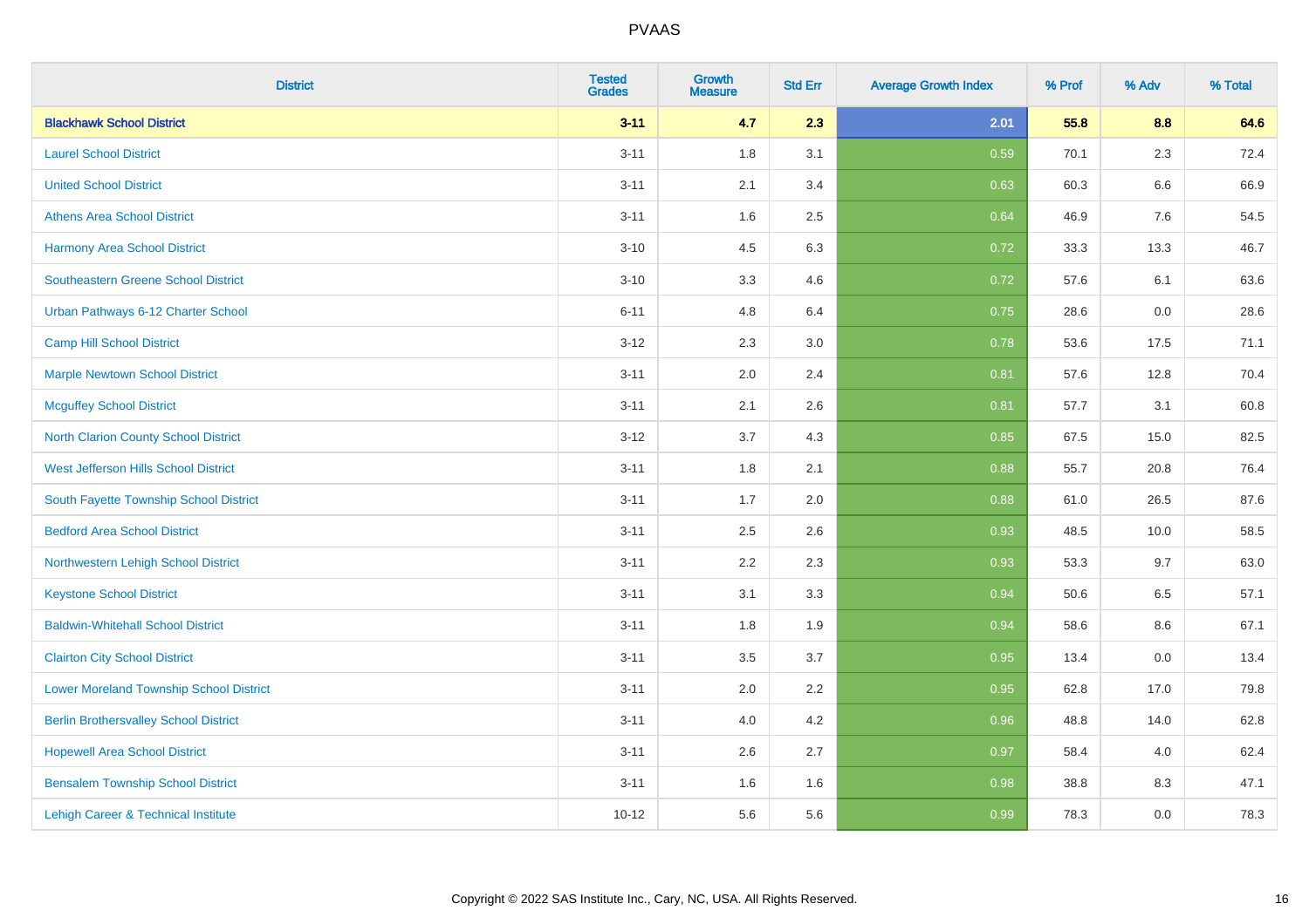| District | Tested Grades | Growth Measure | Std Err | Average Growth Index | % Prof | % Adv | % Total |
|---|---|---|---|---|---|---|---|
| **Blackhawk School District** | **3-11** | **4.7** | **2.3** | **2.01** | **55.8** | **8.8** | **64.6** |
| Laurel School District | 3-11 | 1.8 | 3.1 | 0.59 | 70.1 | 2.3 | 72.4 |
| United School District | 3-11 | 2.1 | 3.4 | 0.63 | 60.3 | 6.6 | 66.9 |
| Athens Area School District | 3-11 | 1.6 | 2.5 | 0.64 | 46.9 | 7.6 | 54.5 |
| Harmony Area School District | 3-10 | 4.5 | 6.3 | 0.72 | 33.3 | 13.3 | 46.7 |
| Southeastern Greene School District | 3-10 | 3.3 | 4.6 | 0.72 | 57.6 | 6.1 | 63.6 |
| Urban Pathways 6-12 Charter School | 6-11 | 4.8 | 6.4 | 0.75 | 28.6 | 0.0 | 28.6 |
| Camp Hill School District | 3-12 | 2.3 | 3.0 | 0.78 | 53.6 | 17.5 | 71.1 |
| Marple Newtown School District | 3-11 | 2.0 | 2.4 | 0.81 | 57.6 | 12.8 | 70.4 |
| Mcguffey School District | 3-11 | 2.1 | 2.6 | 0.81 | 57.7 | 3.1 | 60.8 |
| North Clarion County School District | 3-12 | 3.7 | 4.3 | 0.85 | 67.5 | 15.0 | 82.5 |
| West Jefferson Hills School District | 3-11 | 1.8 | 2.1 | 0.88 | 55.7 | 20.8 | 76.4 |
| South Fayette Township School District | 3-11 | 1.7 | 2.0 | 0.88 | 61.0 | 26.5 | 87.6 |
| Bedford Area School District | 3-11 | 2.5 | 2.6 | 0.93 | 48.5 | 10.0 | 58.5 |
| Northwestern Lehigh School District | 3-11 | 2.2 | 2.3 | 0.93 | 53.3 | 9.7 | 63.0 |
| Keystone School District | 3-11 | 3.1 | 3.3 | 0.94 | 50.6 | 6.5 | 57.1 |
| Baldwin-Whitehall School District | 3-11 | 1.8 | 1.9 | 0.94 | 58.6 | 8.6 | 67.1 |
| Clairton City School District | 3-11 | 3.5 | 3.7 | 0.95 | 13.4 | 0.0 | 13.4 |
| Lower Moreland Township School District | 3-11 | 2.0 | 2.2 | 0.95 | 62.8 | 17.0 | 79.8 |
| Berlin Brothersvalley School District | 3-11 | 4.0 | 4.2 | 0.96 | 48.8 | 14.0 | 62.8 |
| Hopewell Area School District | 3-11 | 2.6 | 2.7 | 0.97 | 58.4 | 4.0 | 62.4 |
| Bensalem Township School District | 3-11 | 1.6 | 1.6 | 0.98 | 38.8 | 8.3 | 47.1 |
| Lehigh Career & Technical Institute | 10-12 | 5.6 | 5.6 | 0.99 | 78.3 | 0.0 | 78.3 |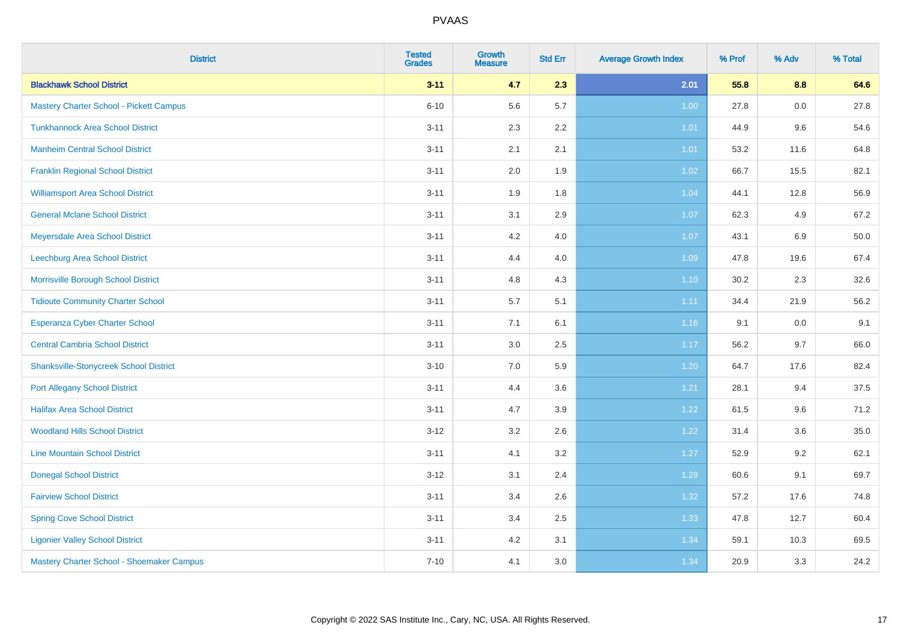PVAAS

| District | Tested Grades | Growth Measure | Std Err | Average Growth Index | % Prof | % Adv | % Total |
|---|---|---|---|---|---|---|---|
| **Blackhawk School District** | **3-11** | **4.7** | **2.3** | **2.01** | **55.8** | **8.8** | **64.6** |
| Mastery Charter School - Pickett Campus | 6-10 | 5.6 | 5.7 | 1.00 | 27.8 | 0.0 | 27.8 |
| Tunkhannock Area School District | 3-11 | 2.3 | 2.2 | 1.01 | 44.9 | 9.6 | 54.6 |
| Manheim Central School District | 3-11 | 2.1 | 2.1 | 1.01 | 53.2 | 11.6 | 64.8 |
| Franklin Regional School District | 3-11 | 2.0 | 1.9 | 1.02 | 66.7 | 15.5 | 82.1 |
| Williamsport Area School District | 3-11 | 1.9 | 1.8 | 1.04 | 44.1 | 12.8 | 56.9 |
| General Mclane School District | 3-11 | 3.1 | 2.9 | 1.07 | 62.3 | 4.9 | 67.2 |
| Meyersdale Area School District | 3-11 | 4.2 | 4.0 | 1.07 | 43.1 | 6.9 | 50.0 |
| Leechburg Area School District | 3-11 | 4.4 | 4.0 | 1.09 | 47.8 | 19.6 | 67.4 |
| Morrisville Borough School District | 3-11 | 4.8 | 4.3 | 1.10 | 30.2 | 2.3 | 32.6 |
| Tidioute Community Charter School | 3-11 | 5.7 | 5.1 | 1.11 | 34.4 | 21.9 | 56.2 |
| Esperanza Cyber Charter School | 3-11 | 7.1 | 6.1 | 1.16 | 9.1 | 0.0 | 9.1 |
| Central Cambria School District | 3-11 | 3.0 | 2.5 | 1.17 | 56.2 | 9.7 | 66.0 |
| Shanksville-Stonycreek School District | 3-10 | 7.0 | 5.9 | 1.20 | 64.7 | 17.6 | 82.4 |
| Port Allegany School District | 3-11 | 4.4 | 3.6 | 1.21 | 28.1 | 9.4 | 37.5 |
| Halifax Area School District | 3-11 | 4.7 | 3.9 | 1.22 | 61.5 | 9.6 | 71.2 |
| Woodland Hills School District | 3-12 | 3.2 | 2.6 | 1.22 | 31.4 | 3.6 | 35.0 |
| Line Mountain School District | 3-11 | 4.1 | 3.2 | 1.27 | 52.9 | 9.2 | 62.1 |
| Donegal School District | 3-12 | 3.1 | 2.4 | 1.29 | 60.6 | 9.1 | 69.7 |
| Fairview School District | 3-11 | 3.4 | 2.6 | 1.32 | 57.2 | 17.6 | 74.8 |
| Spring Cove School District | 3-11 | 3.4 | 2.5 | 1.33 | 47.8 | 12.7 | 60.4 |
| Ligonier Valley School District | 3-11 | 4.2 | 3.1 | 1.34 | 59.1 | 10.3 | 69.5 |
| Mastery Charter School - Shoemaker Campus | 7-10 | 4.1 | 3.0 | 1.34 | 20.9 | 3.3 | 24.2 |

Copyright © 2022 SAS Institute Inc., Cary, NC, USA. All Rights Reserved.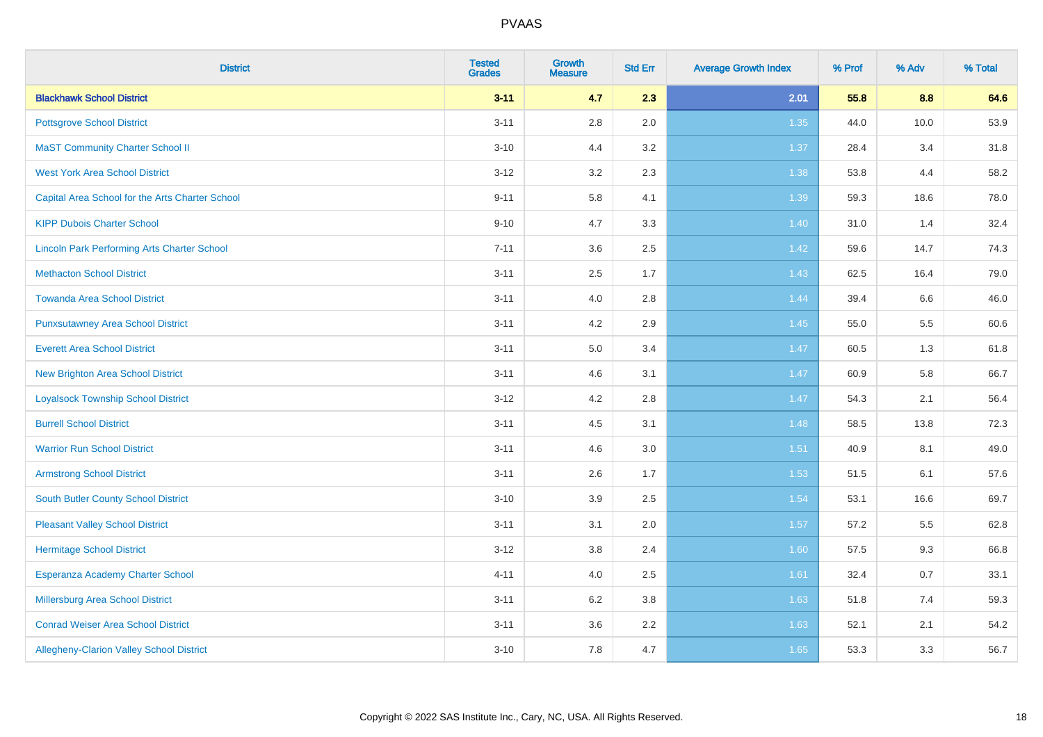| District | Tested Grades | Growth Measure | Std Err | Average Growth Index | % Prof | % Adv | % Total |
|---|---|---|---|---|---|---|---|
| **Blackhawk School District** | **3-11** | **4.7** | **2.3** | **2.01** | **55.8** | **8.8** | **64.6** |
| Pottsgrove School District | 3-11 | 2.8 | 2.0 | 1.35 | 44.0 | 10.0 | 53.9 |
| MaST Community Charter School II | 3-10 | 4.4 | 3.2 | 1.37 | 28.4 | 3.4 | 31.8 |
| West York Area School District | 3-12 | 3.2 | 2.3 | 1.38 | 53.8 | 4.4 | 58.2 |
| Capital Area School for the Arts Charter School | 9-11 | 5.8 | 4.1 | 1.39 | 59.3 | 18.6 | 78.0 |
| KIPP Dubois Charter School | 9-10 | 4.7 | 3.3 | 1.40 | 31.0 | 1.4 | 32.4 |
| Lincoln Park Performing Arts Charter School | 7-11 | 3.6 | 2.5 | 1.42 | 59.6 | 14.7 | 74.3 |
| Methacton School District | 3-11 | 2.5 | 1.7 | 1.43 | 62.5 | 16.4 | 79.0 |
| Towanda Area School District | 3-11 | 4.0 | 2.8 | 1.44 | 39.4 | 6.6 | 46.0 |
| Punxsutawney Area School District | 3-11 | 4.2 | 2.9 | 1.45 | 55.0 | 5.5 | 60.6 |
| Everett Area School District | 3-11 | 5.0 | 3.4 | 1.47 | 60.5 | 1.3 | 61.8 |
| New Brighton Area School District | 3-11 | 4.6 | 3.1 | 1.47 | 60.9 | 5.8 | 66.7 |
| Loyalsock Township School District | 3-12 | 4.2 | 2.8 | 1.47 | 54.3 | 2.1 | 56.4 |
| Burrell School District | 3-11 | 4.5 | 3.1 | 1.48 | 58.5 | 13.8 | 72.3 |
| Warrior Run School District | 3-11 | 4.6 | 3.0 | 1.51 | 40.9 | 8.1 | 49.0 |
| Armstrong School District | 3-11 | 2.6 | 1.7 | 1.53 | 51.5 | 6.1 | 57.6 |
| South Butler County School District | 3-10 | 3.9 | 2.5 | 1.54 | 53.1 | 16.6 | 69.7 |
| Pleasant Valley School District | 3-11 | 3.1 | 2.0 | 1.57 | 57.2 | 5.5 | 62.8 |
| Hermitage School District | 3-12 | 3.8 | 2.4 | 1.60 | 57.5 | 9.3 | 66.8 |
| Esperanza Academy Charter School | 4-11 | 4.0 | 2.5 | 1.61 | 32.4 | 0.7 | 33.1 |
| Millersburg Area School District | 3-11 | 6.2 | 3.8 | 1.63 | 51.8 | 7.4 | 59.3 |
| Conrad Weiser Area School District | 3-11 | 3.6 | 2.2 | 1.63 | 52.1 | 2.1 | 54.2 |
| Allegheny-Clarion Valley School District | 3-10 | 7.8 | 4.7 | 1.65 | 53.3 | 3.3 | 56.7 |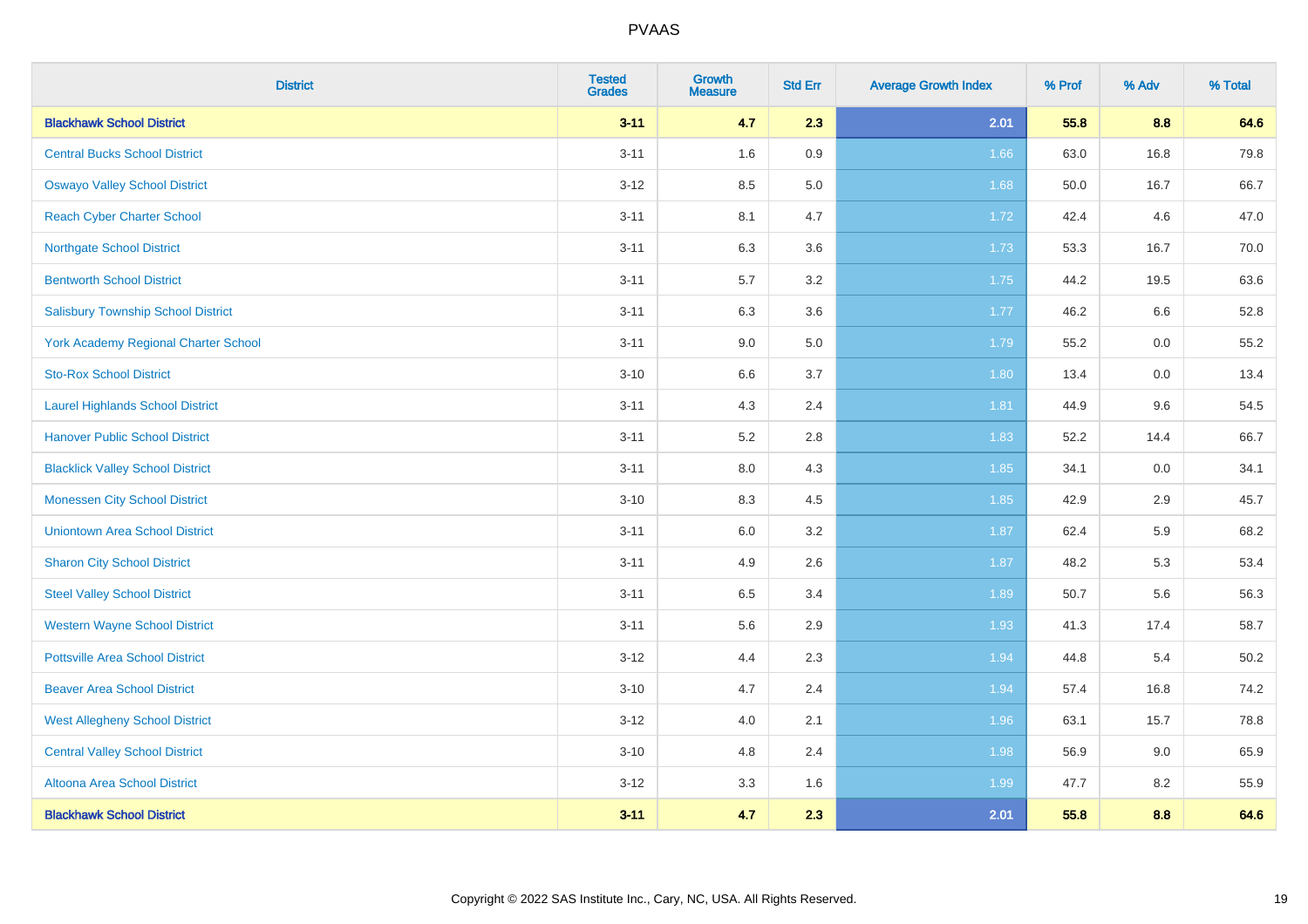PVAAS

| District | Tested Grades | Growth Measure | Std Err | Average Growth Index | % Prof | % Adv | % Total |
|---|---|---|---|---|---|---|---|
| **Blackhawk School District** | **3-11** | **4.7** | **2.3** | **2.01** | **55.8** | **8.8** | **64.6** |
| Central Bucks School District | 3-11 | 1.6 | 0.9 | 1.66 | 63.0 | 16.8 | 79.8 |
| Oswayo Valley School District | 3-12 | 8.5 | 5.0 | 1.68 | 50.0 | 16.7 | 66.7 |
| Reach Cyber Charter School | 3-11 | 8.1 | 4.7 | 1.72 | 42.4 | 4.6 | 47.0 |
| Northgate School District | 3-11 | 6.3 | 3.6 | 1.73 | 53.3 | 16.7 | 70.0 |
| Bentworth School District | 3-11 | 5.7 | 3.2 | 1.75 | 44.2 | 19.5 | 63.6 |
| Salisbury Township School District | 3-11 | 6.3 | 3.6 | 1.77 | 46.2 | 6.6 | 52.8 |
| York Academy Regional Charter School | 3-11 | 9.0 | 5.0 | 1.79 | 55.2 | 0.0 | 55.2 |
| Sto-Rox School District | 3-10 | 6.6 | 3.7 | 1.80 | 13.4 | 0.0 | 13.4 |
| Laurel Highlands School District | 3-11 | 4.3 | 2.4 | 1.81 | 44.9 | 9.6 | 54.5 |
| Hanover Public School District | 3-11 | 5.2 | 2.8 | 1.83 | 52.2 | 14.4 | 66.7 |
| Blacklick Valley School District | 3-11 | 8.0 | 4.3 | 1.85 | 34.1 | 0.0 | 34.1 |
| Monessen City School District | 3-10 | 8.3 | 4.5 | 1.85 | 42.9 | 2.9 | 45.7 |
| Uniontown Area School District | 3-11 | 6.0 | 3.2 | 1.87 | 62.4 | 5.9 | 68.2 |
| Sharon City School District | 3-11 | 4.9 | 2.6 | 1.87 | 48.2 | 5.3 | 53.4 |
| Steel Valley School District | 3-11 | 6.5 | 3.4 | 1.89 | 50.7 | 5.6 | 56.3 |
| Western Wayne School District | 3-11 | 5.6 | 2.9 | 1.93 | 41.3 | 17.4 | 58.7 |
| Pottsville Area School District | 3-12 | 4.4 | 2.3 | 1.94 | 44.8 | 5.4 | 50.2 |
| Beaver Area School District | 3-10 | 4.7 | 2.4 | 1.94 | 57.4 | 16.8 | 74.2 |
| West Allegheny School District | 3-12 | 4.0 | 2.1 | 1.96 | 63.1 | 15.7 | 78.8 |
| Central Valley School District | 3-10 | 4.8 | 2.4 | 1.98 | 56.9 | 9.0 | 65.9 |
| Altoona Area School District | 3-12 | 3.3 | 1.6 | 1.99 | 47.7 | 8.2 | 55.9 |
| **Blackhawk School District** | **3-11** | **4.7** | **2.3** | **2.01** | **55.8** | **8.8** | **64.6** |

Copyright © 2022 SAS Institute Inc., Cary, NC, USA. All Rights Reserved.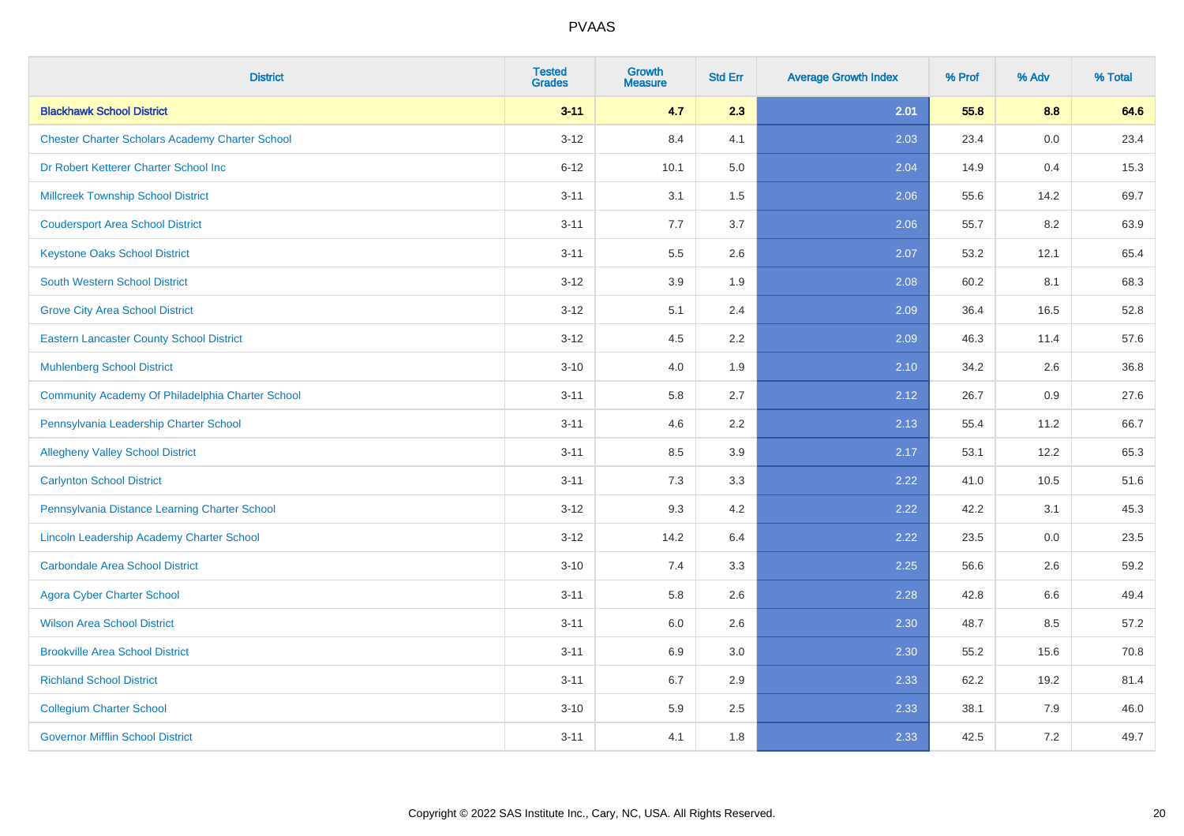# PVAAS

| District | Tested Grades | Growth Measure | Std Err | Average Growth Index | % Prof | % Adv | % Total |
|---|---|---|---|---|---|---|---|
| **Blackhawk School District** | **3-11** | **4.7** | **2.3** | **2.01** | **55.8** | **8.8** | **64.6** |
| Chester Charter Scholars Academy Charter School | 3-12 | 8.4 | 4.1 | 2.03 | 23.4 | 0.0 | 23.4 |
| Dr Robert Ketterer Charter School Inc | 6-12 | 10.1 | 5.0 | 2.04 | 14.9 | 0.4 | 15.3 |
| Millcreek Township School District | 3-11 | 3.1 | 1.5 | 2.06 | 55.6 | 14.2 | 69.7 |
| Coudersport Area School District | 3-11 | 7.7 | 3.7 | 2.06 | 55.7 | 8.2 | 63.9 |
| Keystone Oaks School District | 3-11 | 5.5 | 2.6 | 2.07 | 53.2 | 12.1 | 65.4 |
| South Western School District | 3-12 | 3.9 | 1.9 | 2.08 | 60.2 | 8.1 | 68.3 |
| Grove City Area School District | 3-12 | 5.1 | 2.4 | 2.09 | 36.4 | 16.5 | 52.8 |
| Eastern Lancaster County School District | 3-12 | 4.5 | 2.2 | 2.09 | 46.3 | 11.4 | 57.6 |
| Muhlenberg School District | 3-10 | 4.0 | 1.9 | 2.10 | 34.2 | 2.6 | 36.8 |
| Community Academy Of Philadelphia Charter School | 3-11 | 5.8 | 2.7 | 2.12 | 26.7 | 0.9 | 27.6 |
| Pennsylvania Leadership Charter School | 3-11 | 4.6 | 2.2 | 2.13 | 55.4 | 11.2 | 66.7 |
| Allegheny Valley School District | 3-11 | 8.5 | 3.9 | 2.17 | 53.1 | 12.2 | 65.3 |
| Carlynton School District | 3-11 | 7.3 | 3.3 | 2.22 | 41.0 | 10.5 | 51.6 |
| Pennsylvania Distance Learning Charter School | 3-12 | 9.3 | 4.2 | 2.22 | 42.2 | 3.1 | 45.3 |
| Lincoln Leadership Academy Charter School | 3-12 | 14.2 | 6.4 | 2.22 | 23.5 | 0.0 | 23.5 |
| Carbondale Area School District | 3-10 | 7.4 | 3.3 | 2.25 | 56.6 | 2.6 | 59.2 |
| Agora Cyber Charter School | 3-11 | 5.8 | 2.6 | 2.28 | 42.8 | 6.6 | 49.4 |
| Wilson Area School District | 3-11 | 6.0 | 2.6 | 2.30 | 48.7 | 8.5 | 57.2 |
| Brookville Area School District | 3-11 | 6.9 | 3.0 | 2.30 | 55.2 | 15.6 | 70.8 |
| Richland School District | 3-11 | 6.7 | 2.9 | 2.33 | 62.2 | 19.2 | 81.4 |
| Collegium Charter School | 3-10 | 5.9 | 2.5 | 2.33 | 38.1 | 7.9 | 46.0 |
| Governor Mifflin School District | 3-11 | 4.1 | 1.8 | 2.33 | 42.5 | 7.2 | 49.7 |

Copyright © 2022 SAS Institute Inc., Cary, NC, USA. All Rights Reserved.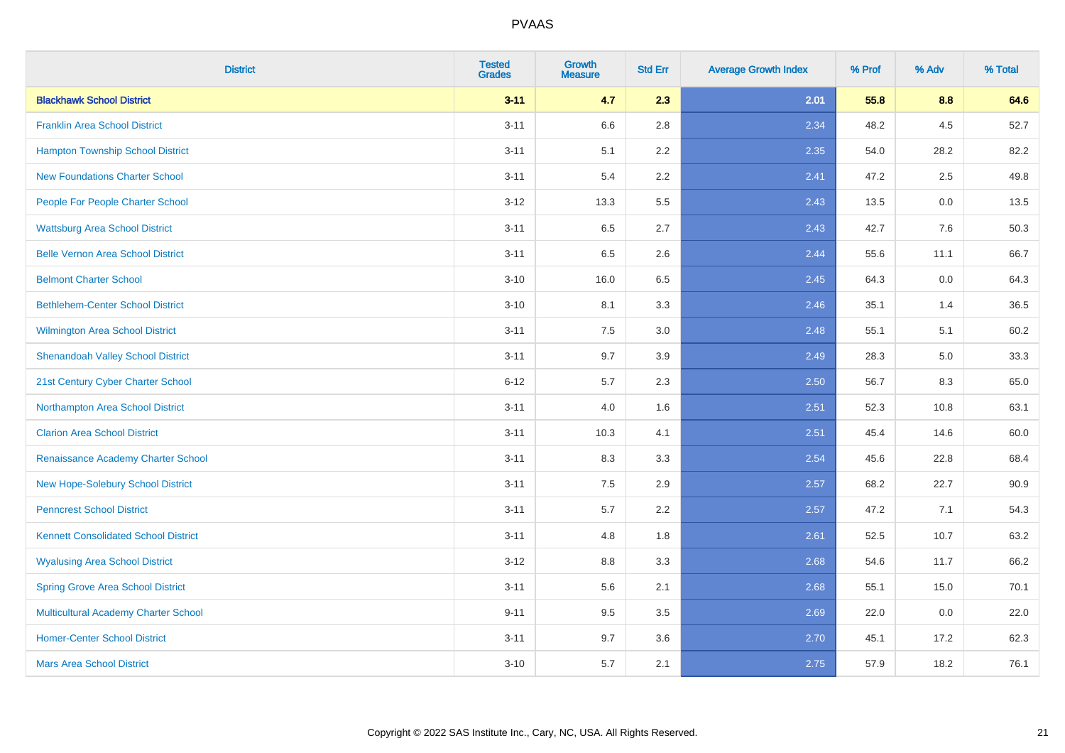| District | Tested Grades | Growth Measure | Std Err | Average Growth Index | % Prof | % Adv | % Total |
|---|---|---|---|---|---|---|---|
| **Blackhawk School District** | **3-11** | **4.7** | **2.3** | **2.01** | **55.8** | **8.8** | **64.6** |
| Franklin Area School District | 3-11 | 6.6 | 2.8 | 2.34 | 48.2 | 4.5 | 52.7 |
| Hampton Township School District | 3-11 | 5.1 | 2.2 | 2.35 | 54.0 | 28.2 | 82.2 |
| New Foundations Charter School | 3-11 | 5.4 | 2.2 | 2.41 | 47.2 | 2.5 | 49.8 |
| People For People Charter School | 3-12 | 13.3 | 5.5 | 2.43 | 13.5 | 0.0 | 13.5 |
| Wattsburg Area School District | 3-11 | 6.5 | 2.7 | 2.43 | 42.7 | 7.6 | 50.3 |
| Belle Vernon Area School District | 3-11 | 6.5 | 2.6 | 2.44 | 55.6 | 11.1 | 66.7 |
| Belmont Charter School | 3-10 | 16.0 | 6.5 | 2.45 | 64.3 | 0.0 | 64.3 |
| Bethlehem-Center School District | 3-10 | 8.1 | 3.3 | 2.46 | 35.1 | 1.4 | 36.5 |
| Wilmington Area School District | 3-11 | 7.5 | 3.0 | 2.48 | 55.1 | 5.1 | 60.2 |
| Shenandoah Valley School District | 3-11 | 9.7 | 3.9 | 2.49 | 28.3 | 5.0 | 33.3 |
| 21st Century Cyber Charter School | 6-12 | 5.7 | 2.3 | 2.50 | 56.7 | 8.3 | 65.0 |
| Northampton Area School District | 3-11 | 4.0 | 1.6 | 2.51 | 52.3 | 10.8 | 63.1 |
| Clarion Area School District | 3-11 | 10.3 | 4.1 | 2.51 | 45.4 | 14.6 | 60.0 |
| Renaissance Academy Charter School | 3-11 | 8.3 | 3.3 | 2.54 | 45.6 | 22.8 | 68.4 |
| New Hope-Solebury School District | 3-11 | 7.5 | 2.9 | 2.57 | 68.2 | 22.7 | 90.9 |
| Penncrest School District | 3-11 | 5.7 | 2.2 | 2.57 | 47.2 | 7.1 | 54.3 |
| Kennett Consolidated School District | 3-11 | 4.8 | 1.8 | 2.61 | 52.5 | 10.7 | 63.2 |
| Wyalusing Area School District | 3-12 | 8.8 | 3.3 | 2.68 | 54.6 | 11.7 | 66.2 |
| Spring Grove Area School District | 3-11 | 5.6 | 2.1 | 2.68 | 55.1 | 15.0 | 70.1 |
| Multicultural Academy Charter School | 9-11 | 9.5 | 3.5 | 2.69 | 22.0 | 0.0 | 22.0 |
| Homer-Center School District | 3-11 | 9.7 | 3.6 | 2.70 | 45.1 | 17.2 | 62.3 |
| Mars Area School District | 3-10 | 5.7 | 2.1 | 2.75 | 57.9 | 18.2 | 76.1 |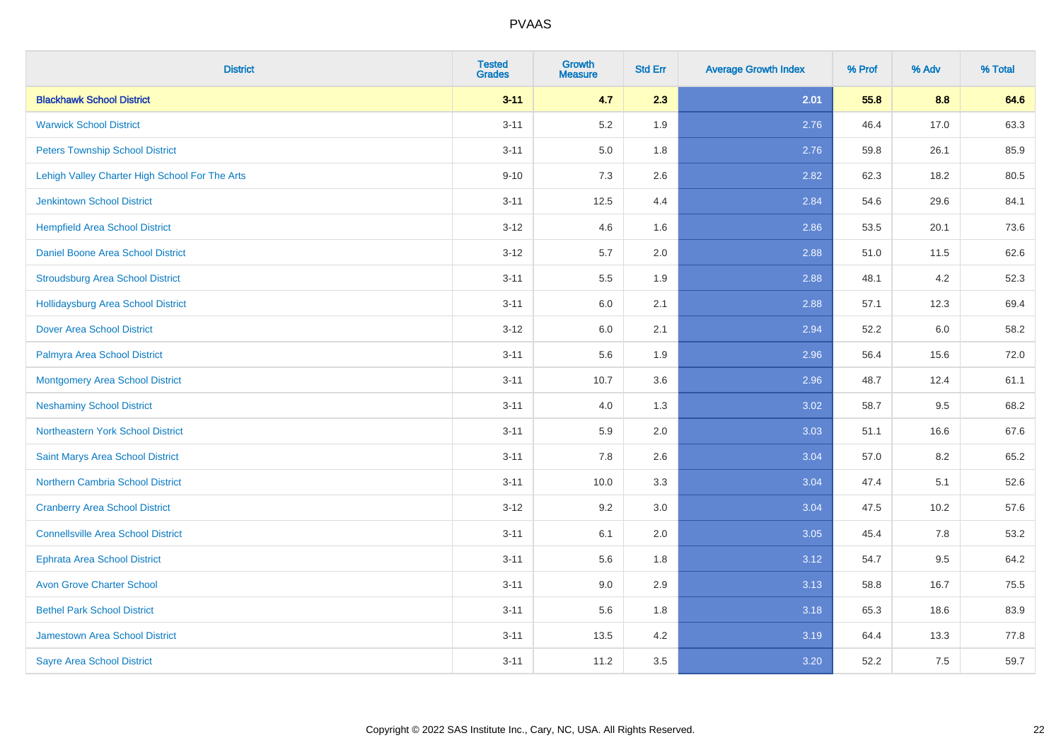PVAAS

| District | Tested Grades | Growth Measure | Std Err | Average Growth Index | % Prof | % Adv | % Total |
|---|---|---|---|---|---|---|---|
| **Blackhawk School District** | **3-11** | **4.7** | **2.3** | **2.01** | **55.8** | **8.8** | **64.6** |
| Warwick School District | 3-11 | 5.2 | 1.9 | 2.76 | 46.4 | 17.0 | 63.3 |
| Peters Township School District | 3-11 | 5.0 | 1.8 | 2.76 | 59.8 | 26.1 | 85.9 |
| Lehigh Valley Charter High School For The Arts | 9-10 | 7.3 | 2.6 | 2.82 | 62.3 | 18.2 | 80.5 |
| Jenkintown School District | 3-11 | 12.5 | 4.4 | 2.84 | 54.6 | 29.6 | 84.1 |
| Hempfield Area School District | 3-12 | 4.6 | 1.6 | 2.86 | 53.5 | 20.1 | 73.6 |
| Daniel Boone Area School District | 3-12 | 5.7 | 2.0 | 2.88 | 51.0 | 11.5 | 62.6 |
| Stroudsburg Area School District | 3-11 | 5.5 | 1.9 | 2.88 | 48.1 | 4.2 | 52.3 |
| Hollidaysburg Area School District | 3-11 | 6.0 | 2.1 | 2.88 | 57.1 | 12.3 | 69.4 |
| Dover Area School District | 3-12 | 6.0 | 2.1 | 2.94 | 52.2 | 6.0 | 58.2 |
| Palmyra Area School District | 3-11 | 5.6 | 1.9 | 2.96 | 56.4 | 15.6 | 72.0 |
| Montgomery Area School District | 3-11 | 10.7 | 3.6 | 2.96 | 48.7 | 12.4 | 61.1 |
| Neshaminy School District | 3-11 | 4.0 | 1.3 | 3.02 | 58.7 | 9.5 | 68.2 |
| Northeastern York School District | 3-11 | 5.9 | 2.0 | 3.03 | 51.1 | 16.6 | 67.6 |
| Saint Marys Area School District | 3-11 | 7.8 | 2.6 | 3.04 | 57.0 | 8.2 | 65.2 |
| Northern Cambria School District | 3-11 | 10.0 | 3.3 | 3.04 | 47.4 | 5.1 | 52.6 |
| Cranberry Area School District | 3-12 | 9.2 | 3.0 | 3.04 | 47.5 | 10.2 | 57.6 |
| Connellsville Area School District | 3-11 | 6.1 | 2.0 | 3.05 | 45.4 | 7.8 | 53.2 |
| Ephrata Area School District | 3-11 | 5.6 | 1.8 | 3.12 | 54.7 | 9.5 | 64.2 |
| Avon Grove Charter School | 3-11 | 9.0 | 2.9 | 3.13 | 58.8 | 16.7 | 75.5 |
| Bethel Park School District | 3-11 | 5.6 | 1.8 | 3.18 | 65.3 | 18.6 | 83.9 |
| Jamestown Area School District | 3-11 | 13.5 | 4.2 | 3.19 | 64.4 | 13.3 | 77.8 |
| Sayre Area School District | 3-11 | 11.2 | 3.5 | 3.20 | 52.2 | 7.5 | 59.7 |

Copyright © 2022 SAS Institute Inc., Cary, NC, USA. All Rights Reserved.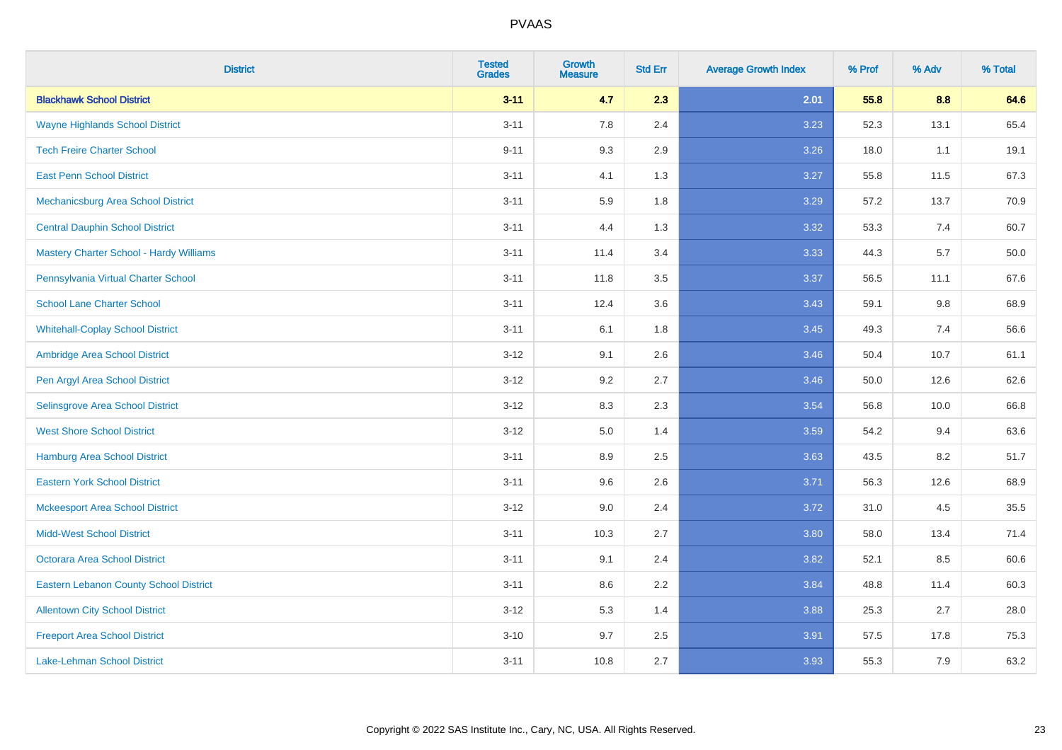PVAAS

| District | Tested Grades | Growth Measure | Std Err | Average Growth Index | % Prof | % Adv | % Total |
|---|---|---|---|---|---|---|---|
| **Blackhawk School District** | **3-11** | **4.7** | **2.3** | **2.01** | **55.8** | **8.8** | **64.6** |
| Wayne Highlands School District | 3-11 | 7.8 | 2.4 | 3.23 | 52.3 | 13.1 | 65.4 |
| Tech Freire Charter School | 9-11 | 9.3 | 2.9 | 3.26 | 18.0 | 1.1 | 19.1 |
| East Penn School District | 3-11 | 4.1 | 1.3 | 3.27 | 55.8 | 11.5 | 67.3 |
| Mechanicsburg Area School District | 3-11 | 5.9 | 1.8 | 3.29 | 57.2 | 13.7 | 70.9 |
| Central Dauphin School District | 3-11 | 4.4 | 1.3 | 3.32 | 53.3 | 7.4 | 60.7 |
| Mastery Charter School - Hardy Williams | 3-11 | 11.4 | 3.4 | 3.33 | 44.3 | 5.7 | 50.0 |
| Pennsylvania Virtual Charter School | 3-11 | 11.8 | 3.5 | 3.37 | 56.5 | 11.1 | 67.6 |
| School Lane Charter School | 3-11 | 12.4 | 3.6 | 3.43 | 59.1 | 9.8 | 68.9 |
| Whitehall-Coplay School District | 3-11 | 6.1 | 1.8 | 3.45 | 49.3 | 7.4 | 56.6 |
| Ambridge Area School District | 3-12 | 9.1 | 2.6 | 3.46 | 50.4 | 10.7 | 61.1 |
| Pen Argyl Area School District | 3-12 | 9.2 | 2.7 | 3.46 | 50.0 | 12.6 | 62.6 |
| Selinsgrove Area School District | 3-12 | 8.3 | 2.3 | 3.54 | 56.8 | 10.0 | 66.8 |
| West Shore School District | 3-12 | 5.0 | 1.4 | 3.59 | 54.2 | 9.4 | 63.6 |
| Hamburg Area School District | 3-11 | 8.9 | 2.5 | 3.63 | 43.5 | 8.2 | 51.7 |
| Eastern York School District | 3-11 | 9.6 | 2.6 | 3.71 | 56.3 | 12.6 | 68.9 |
| Mckeesport Area School District | 3-12 | 9.0 | 2.4 | 3.72 | 31.0 | 4.5 | 35.5 |
| Midd-West School District | 3-11 | 10.3 | 2.7 | 3.80 | 58.0 | 13.4 | 71.4 |
| Octorara Area School District | 3-11 | 9.1 | 2.4 | 3.82 | 52.1 | 8.5 | 60.6 |
| Eastern Lebanon County School District | 3-11 | 8.6 | 2.2 | 3.84 | 48.8 | 11.4 | 60.3 |
| Allentown City School District | 3-12 | 5.3 | 1.4 | 3.88 | 25.3 | 2.7 | 28.0 |
| Freeport Area School District | 3-10 | 9.7 | 2.5 | 3.91 | 57.5 | 17.8 | 75.3 |
| Lake-Lehman School District | 3-11 | 10.8 | 2.7 | 3.93 | 55.3 | 7.9 | 63.2 |

Copyright © 2022 SAS Institute Inc., Cary, NC, USA. All Rights Reserved.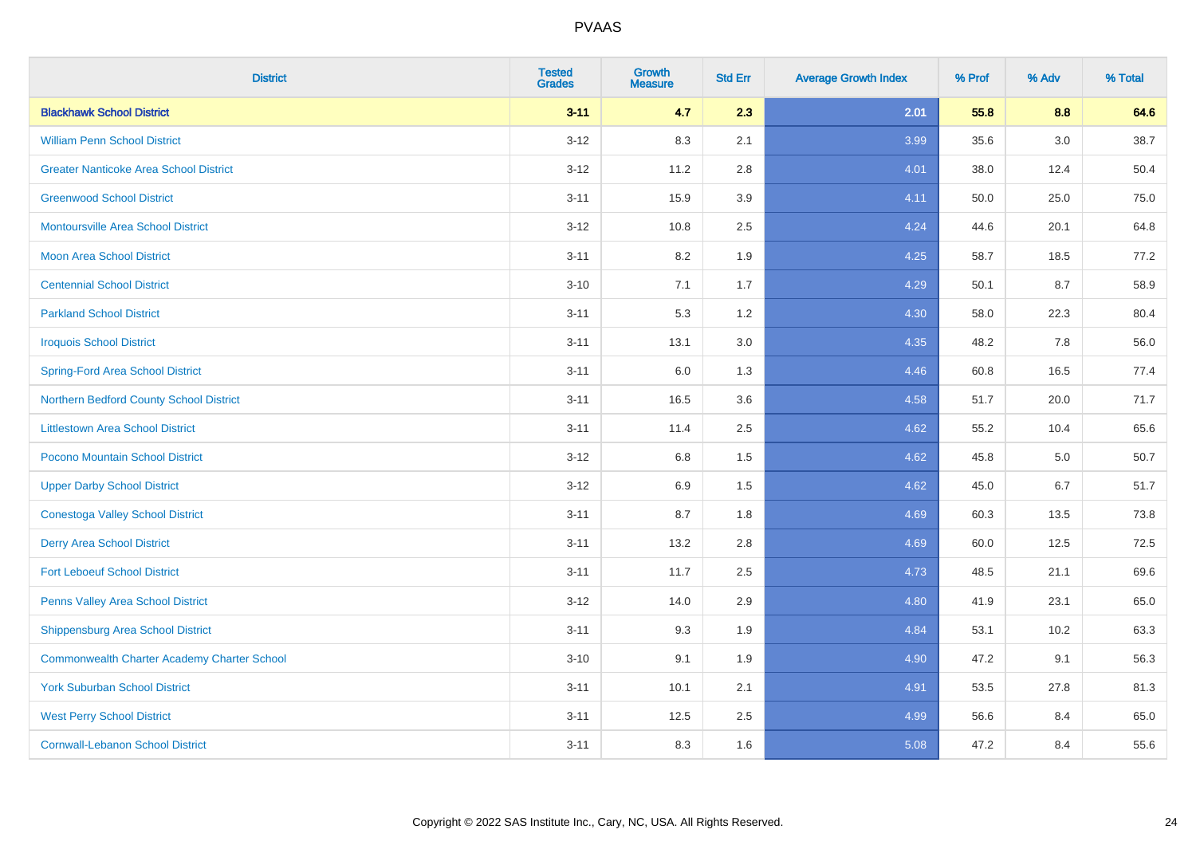| District | Tested Grades | Growth Measure | Std Err | Average Growth Index | % Prof | % Adv | % Total |
|---|---|---|---|---|---|---|---|
| **Blackhawk School District** | **3-11** | **4.7** | **2.3** | **2.01** | **55.8** | **8.8** | **64.6** |
| William Penn School District | 3-12 | 8.3 | 2.1 | 3.99 | 35.6 | 3.0 | 38.7 |
| Greater Nanticoke Area School District | 3-12 | 11.2 | 2.8 | 4.01 | 38.0 | 12.4 | 50.4 |
| Greenwood School District | 3-11 | 15.9 | 3.9 | 4.11 | 50.0 | 25.0 | 75.0 |
| Montoursville Area School District | 3-12 | 10.8 | 2.5 | 4.24 | 44.6 | 20.1 | 64.8 |
| Moon Area School District | 3-11 | 8.2 | 1.9 | 4.25 | 58.7 | 18.5 | 77.2 |
| Centennial School District | 3-10 | 7.1 | 1.7 | 4.29 | 50.1 | 8.7 | 58.9 |
| Parkland School District | 3-11 | 5.3 | 1.2 | 4.30 | 58.0 | 22.3 | 80.4 |
| Iroquois School District | 3-11 | 13.1 | 3.0 | 4.35 | 48.2 | 7.8 | 56.0 |
| Spring-Ford Area School District | 3-11 | 6.0 | 1.3 | 4.46 | 60.8 | 16.5 | 77.4 |
| Northern Bedford County School District | 3-11 | 16.5 | 3.6 | 4.58 | 51.7 | 20.0 | 71.7 |
| Littlestown Area School District | 3-11 | 11.4 | 2.5 | 4.62 | 55.2 | 10.4 | 65.6 |
| Pocono Mountain School District | 3-12 | 6.8 | 1.5 | 4.62 | 45.8 | 5.0 | 50.7 |
| Upper Darby School District | 3-12 | 6.9 | 1.5 | 4.62 | 45.0 | 6.7 | 51.7 |
| Conestoga Valley School District | 3-11 | 8.7 | 1.8 | 4.69 | 60.3 | 13.5 | 73.8 |
| Derry Area School District | 3-11 | 13.2 | 2.8 | 4.69 | 60.0 | 12.5 | 72.5 |
| Fort Leboeuf School District | 3-11 | 11.7 | 2.5 | 4.73 | 48.5 | 21.1 | 69.6 |
| Penns Valley Area School District | 3-12 | 14.0 | 2.9 | 4.80 | 41.9 | 23.1 | 65.0 |
| Shippensburg Area School District | 3-11 | 9.3 | 1.9 | 4.84 | 53.1 | 10.2 | 63.3 |
| Commonwealth Charter Academy Charter School | 3-10 | 9.1 | 1.9 | 4.90 | 47.2 | 9.1 | 56.3 |
| York Suburban School District | 3-11 | 10.1 | 2.1 | 4.91 | 53.5 | 27.8 | 81.3 |
| West Perry School District | 3-11 | 12.5 | 2.5 | 4.99 | 56.6 | 8.4 | 65.0 |
| Cornwall-Lebanon School District | 3-11 | 8.3 | 1.6 | 5.08 | 47.2 | 8.4 | 55.6 |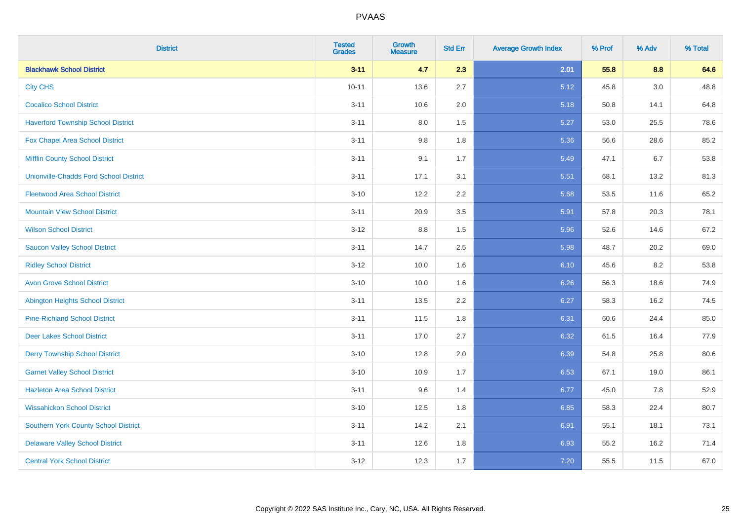PVAAS

| District | Tested Grades | Growth Measure | Std Err | Average Growth Index | % Prof | % Adv | % Total |
|---|---|---|---|---|---|---|---|
| **Blackhawk School District** | **3-11** | **4.7** | **2.3** | **2.01** | **55.8** | **8.8** | **64.6** |
| City CHS | 10-11 | 13.6 | 2.7 | 5.12 | 45.8 | 3.0 | 48.8 |
| Cocalico School District | 3-11 | 10.6 | 2.0 | 5.18 | 50.8 | 14.1 | 64.8 |
| Haverford Township School District | 3-11 | 8.0 | 1.5 | 5.27 | 53.0 | 25.5 | 78.6 |
| Fox Chapel Area School District | 3-11 | 9.8 | 1.8 | 5.36 | 56.6 | 28.6 | 85.2 |
| Mifflin County School District | 3-11 | 9.1 | 1.7 | 5.49 | 47.1 | 6.7 | 53.8 |
| Unionville-Chadds Ford School District | 3-11 | 17.1 | 3.1 | 5.51 | 68.1 | 13.2 | 81.3 |
| Fleetwood Area School District | 3-10 | 12.2 | 2.2 | 5.68 | 53.5 | 11.6 | 65.2 |
| Mountain View School District | 3-11 | 20.9 | 3.5 | 5.91 | 57.8 | 20.3 | 78.1 |
| Wilson School District | 3-12 | 8.8 | 1.5 | 5.96 | 52.6 | 14.6 | 67.2 |
| Saucon Valley School District | 3-11 | 14.7 | 2.5 | 5.98 | 48.7 | 20.2 | 69.0 |
| Ridley School District | 3-12 | 10.0 | 1.6 | 6.10 | 45.6 | 8.2 | 53.8 |
| Avon Grove School District | 3-10 | 10.0 | 1.6 | 6.26 | 56.3 | 18.6 | 74.9 |
| Abington Heights School District | 3-11 | 13.5 | 2.2 | 6.27 | 58.3 | 16.2 | 74.5 |
| Pine-Richland School District | 3-11 | 11.5 | 1.8 | 6.31 | 60.6 | 24.4 | 85.0 |
| Deer Lakes School District | 3-11 | 17.0 | 2.7 | 6.32 | 61.5 | 16.4 | 77.9 |
| Derry Township School District | 3-10 | 12.8 | 2.0 | 6.39 | 54.8 | 25.8 | 80.6 |
| Garnet Valley School District | 3-10 | 10.9 | 1.7 | 6.53 | 67.1 | 19.0 | 86.1 |
| Hazleton Area School District | 3-11 | 9.6 | 1.4 | 6.77 | 45.0 | 7.8 | 52.9 |
| Wissahickon School District | 3-10 | 12.5 | 1.8 | 6.85 | 58.3 | 22.4 | 80.7 |
| Southern York County School District | 3-11 | 14.2 | 2.1 | 6.91 | 55.1 | 18.1 | 73.1 |
| Delaware Valley School District | 3-11 | 12.6 | 1.8 | 6.93 | 55.2 | 16.2 | 71.4 |
| Central York School District | 3-12 | 12.3 | 1.7 | 7.20 | 55.5 | 11.5 | 67.0 |

Copyright © 2022 SAS Institute Inc., Cary, NC, USA. All Rights Reserved.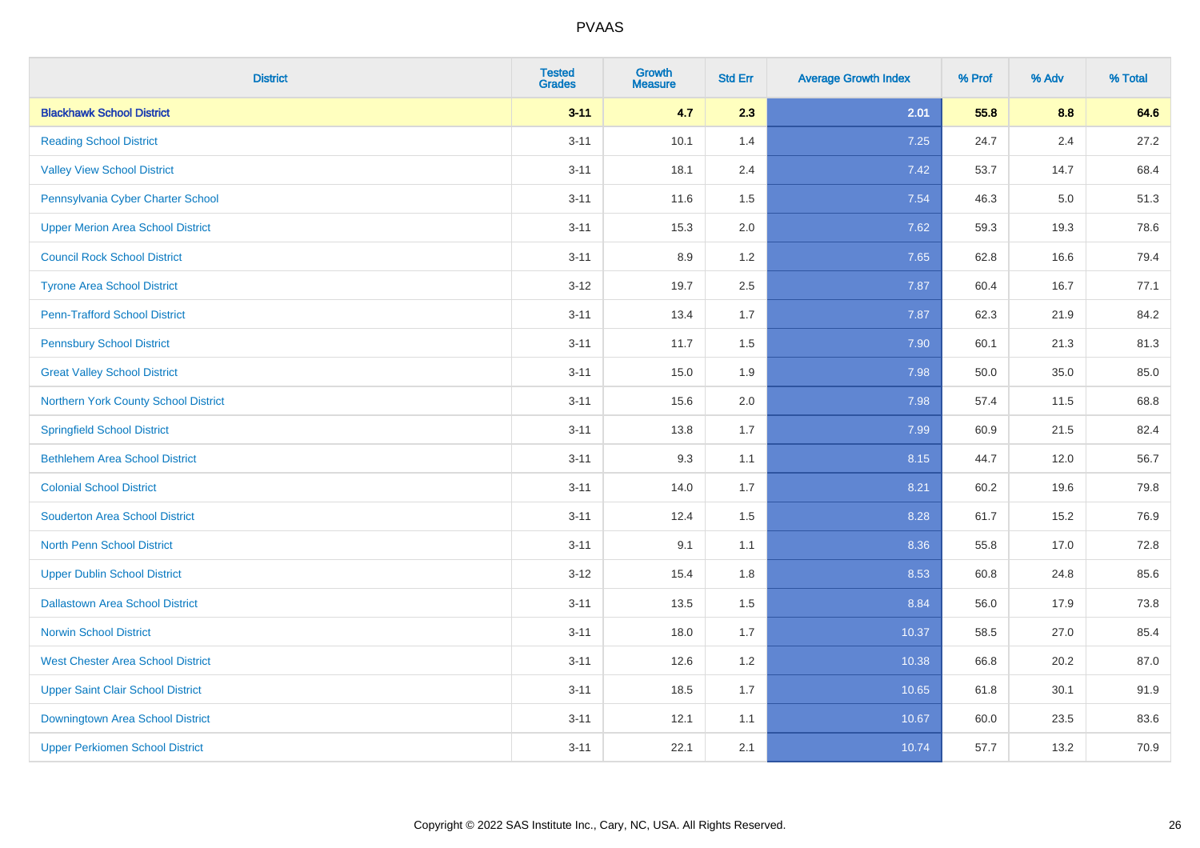PVAAS

| District | Tested Grades | Growth Measure | Std Err | Average Growth Index | % Prof | % Adv | % Total |
|---|---|---|---|---|---|---|---|
| **Blackhawk School District** | **3-11** | **4.7** | **2.3** | **2.01** | **55.8** | **8.8** | **64.6** |
| Reading School District | 3-11 | 10.1 | 1.4 | 7.25 | 24.7 | 2.4 | 27.2 |
| Valley View School District | 3-11 | 18.1 | 2.4 | 7.42 | 53.7 | 14.7 | 68.4 |
| Pennsylvania Cyber Charter School | 3-11 | 11.6 | 1.5 | 7.54 | 46.3 | 5.0 | 51.3 |
| Upper Merion Area School District | 3-11 | 15.3 | 2.0 | 7.62 | 59.3 | 19.3 | 78.6 |
| Council Rock School District | 3-11 | 8.9 | 1.2 | 7.65 | 62.8 | 16.6 | 79.4 |
| Tyrone Area School District | 3-12 | 19.7 | 2.5 | 7.87 | 60.4 | 16.7 | 77.1 |
| Penn-Trafford School District | 3-11 | 13.4 | 1.7 | 7.87 | 62.3 | 21.9 | 84.2 |
| Pennsbury School District | 3-11 | 11.7 | 1.5 | 7.90 | 60.1 | 21.3 | 81.3 |
| Great Valley School District | 3-11 | 15.0 | 1.9 | 7.98 | 50.0 | 35.0 | 85.0 |
| Northern York County School District | 3-11 | 15.6 | 2.0 | 7.98 | 57.4 | 11.5 | 68.8 |
| Springfield School District | 3-11 | 13.8 | 1.7 | 7.99 | 60.9 | 21.5 | 82.4 |
| Bethlehem Area School District | 3-11 | 9.3 | 1.1 | 8.15 | 44.7 | 12.0 | 56.7 |
| Colonial School District | 3-11 | 14.0 | 1.7 | 8.21 | 60.2 | 19.6 | 79.8 |
| Souderton Area School District | 3-11 | 12.4 | 1.5 | 8.28 | 61.7 | 15.2 | 76.9 |
| North Penn School District | 3-11 | 9.1 | 1.1 | 8.36 | 55.8 | 17.0 | 72.8 |
| Upper Dublin School District | 3-12 | 15.4 | 1.8 | 8.53 | 60.8 | 24.8 | 85.6 |
| Dallastown Area School District | 3-11 | 13.5 | 1.5 | 8.84 | 56.0 | 17.9 | 73.8 |
| Norwin School District | 3-11 | 18.0 | 1.7 | 10.37 | 58.5 | 27.0 | 85.4 |
| West Chester Area School District | 3-11 | 12.6 | 1.2 | 10.38 | 66.8 | 20.2 | 87.0 |
| Upper Saint Clair School District | 3-11 | 18.5 | 1.7 | 10.65 | 61.8 | 30.1 | 91.9 |
| Downingtown Area School District | 3-11 | 12.1 | 1.1 | 10.67 | 60.0 | 23.5 | 83.6 |
| Upper Perkiomen School District | 3-11 | 22.1 | 2.1 | 10.74 | 57.7 | 13.2 | 70.9 |

Copyright © 2022 SAS Institute Inc., Cary, NC, USA. All Rights Reserved.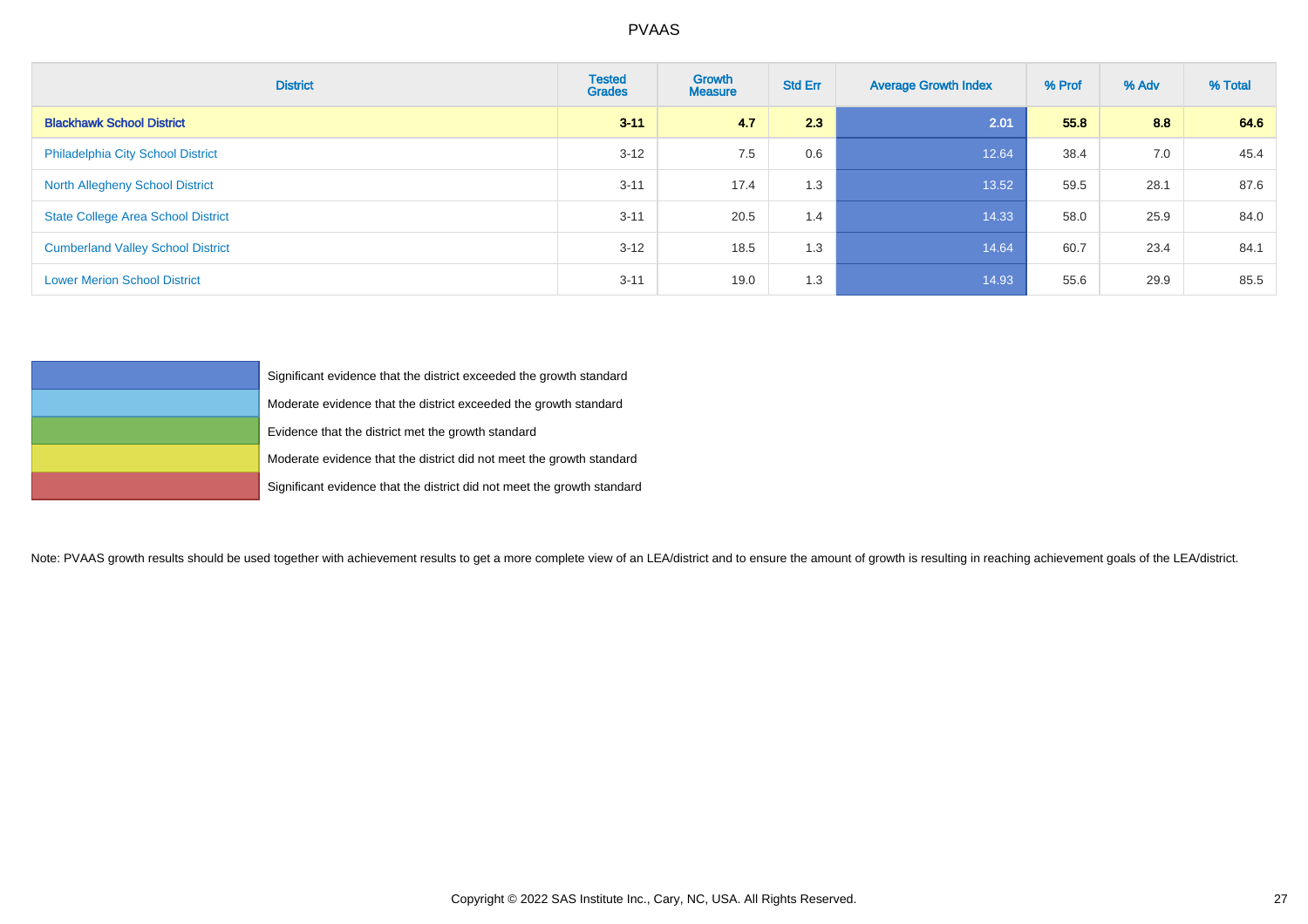PVAAS

| District | Tested Grades | Growth Measure | Std Err | Average Growth Index | % Prof | % Adv | % Total |
|---|---|---|---|---|---|---|---|
| **Blackhawk School District** | **3-11** | **4.7** | **2.3** | **2.01** | **55.8** | **8.8** | **64.6** |
| Philadelphia City School District | 3-12 | 7.5 | 0.6 | 12.64 | 38.4 | 7.0 | 45.4 |
| North Allegheny School District | 3-11 | 17.4 | 1.3 | 13.52 | 59.5 | 28.1 | 87.6 |
| State College Area School District | 3-11 | 20.5 | 1.4 | 14.33 | 58.0 | 25.9 | 84.0 |
| Cumberland Valley School District | 3-12 | 18.5 | 1.3 | 14.64 | 60.7 | 23.4 | 84.1 |
| Lower Merion School District | 3-11 | 19.0 | 1.3 | 14.93 | 55.6 | 29.9 | 85.5 |

Significant evidence that the district exceeded the growth standard

Moderate evidence that the district exceeded the growth standard

Evidence that the district met the growth standard

Moderate evidence that the district did not meet the growth standard

Significant evidence that the district did not meet the growth standard

Note: PVAAS growth results should be used together with achievement results to get a more complete view of an LEA/district and to ensure the amount of growth is resulting in reaching achievement goals of the LEA/district.

Copyright © 2022 SAS Institute Inc., Cary, NC, USA. All Rights Reserved.